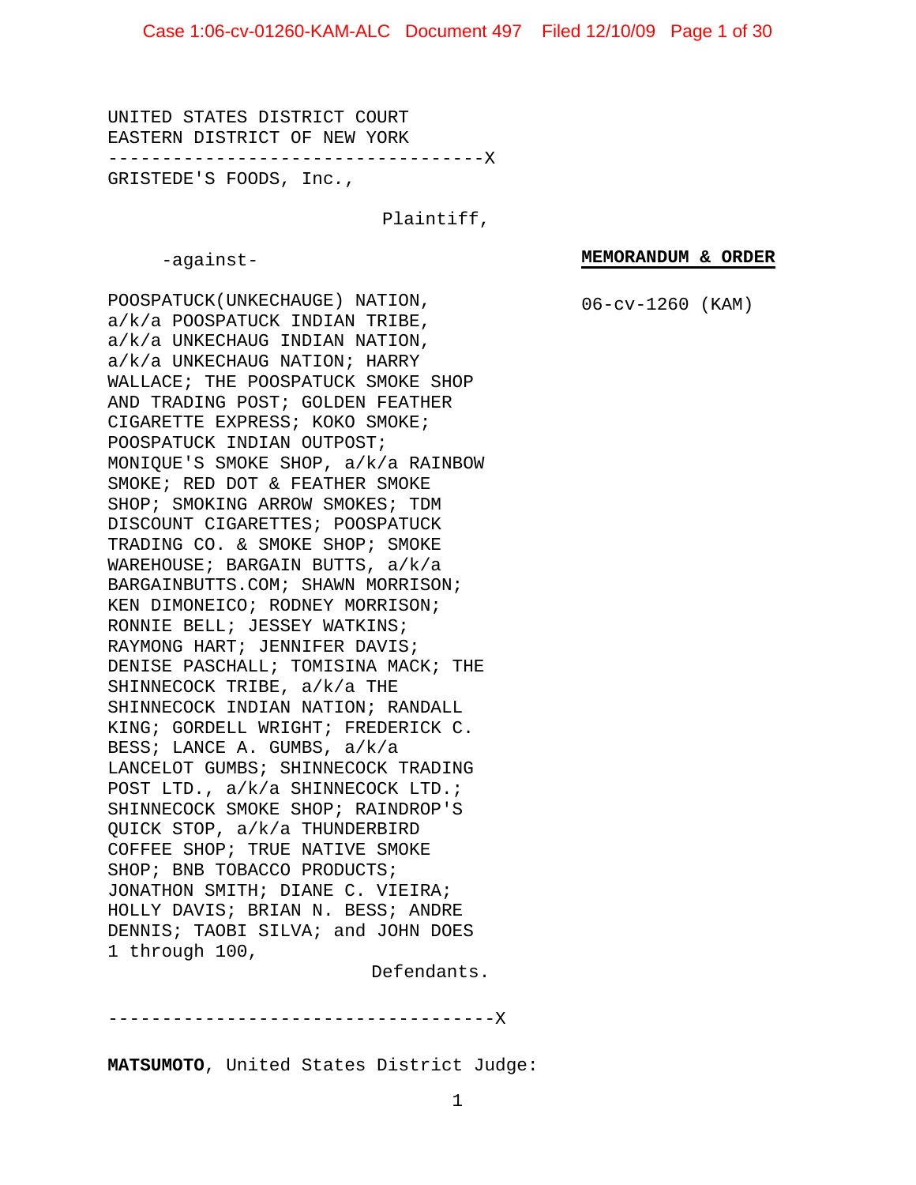UNITED STATES DISTRICT COURT
EASTERN DISTRICT OF NEW YORK

----------------------------------X

GRISTEDE'S FOODS, Inc.,

Plaintiff,

-against-

**MEMORANDUM & ORDER**

06-cv-1260 (KAM)

POOSPATUCK(UNKECHAUGE) NATION, a/k/a POOSPATUCK INDIAN TRIBE, a/k/a UNKECHAUG INDIAN NATION, a/k/a UNKECHAUG NATION; HARRY WALLACE; THE POOSPATUCK SMOKE SHOP AND TRADING POST; GOLDEN FEATHER CIGARETTE EXPRESS; KOKO SMOKE; POOSPATUCK INDIAN OUTPOST; MONIQUE'S SMOKE SHOP, a/k/a RAINBOW SMOKE; RED DOT & FEATHER SMOKE SHOP; SMOKING ARROW SMOKES; TDM DISCOUNT CIGARETTES; POOSPATUCK TRADING CO. & SMOKE SHOP; SMOKE WAREHOUSE; BARGAIN BUTTS, a/k/a BARGAINBUTTS.COM; SHAWN MORRISON; KEN DIMONEICO; RODNEY MORRISON; RONNIE BELL; JESSEY WATKINS; RAYMONG HART; JENNIFER DAVIS; DENISE PASCHALL; TOMISINA MACK; THE SHINNECOCK TRIBE, a/k/a THE SHINNECOCK INDIAN NATION; RANDALL KING; GORDELL WRIGHT; FREDERICK C. BESS; LANCE A. GUMBS, a/k/a LANCELOT GUMBS; SHINNECOCK TRADING POST LTD., a/k/a SHINNECOCK LTD.; SHINNECOCK SMOKE SHOP; RAINDROP'S QUICK STOP, a/k/a THUNDERBIRD COFFEE SHOP; TRUE NATIVE SMOKE SHOP; BNB TOBACCO PRODUCTS; JONATHON SMITH; DIANE C. VIEIRA; HOLLY DAVIS; BRIAN N. BESS; ANDRE DENNIS; TAOBI SILVA; and JOHN DOES 1 through 100,

Defendants.

------------------------------------X

**MATSUMOTO**, United States District Judge: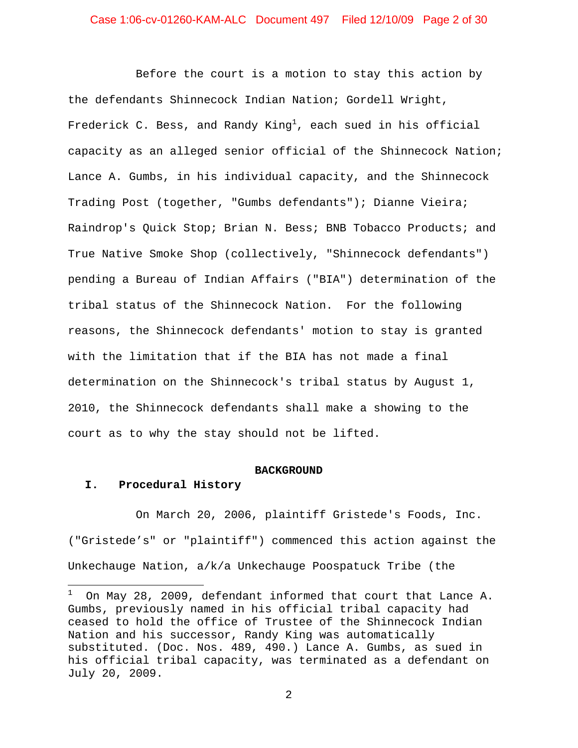Before the court is a motion to stay this action by the defendants Shinnecock Indian Nation; Gordell Wright, Frederick C. Bess, and Randy King[1], each sued in his official capacity as an alleged senior official of the Shinnecock Nation; Lance A. Gumbs, in his individual capacity, and the Shinnecock Trading Post (together, "Gumbs defendants"); Dianne Vieira; Raindrop's Quick Stop; Brian N. Bess; BNB Tobacco Products; and True Native Smoke Shop (collectively, "Shinnecock defendants") pending a Bureau of Indian Affairs ("BIA") determination of the tribal status of the Shinnecock Nation. For the following reasons, the Shinnecock defendants' motion to stay is granted with the limitation that if the BIA has not made a final determination on the Shinnecock's tribal status by August 1, 2010, the Shinnecock defendants shall make a showing to the court as to why the stay should not be lifted.

## BACKGROUND

### I. Procedural History

On March 20, 2006, plaintiff Gristede's Foods, Inc. ("Gristede's" or "plaintiff") commenced this action against the Unkechauge Nation, a/k/a Unkechauge Poospatuck Tribe (the

---

[1] On May 28, 2009, defendant informed that court that Lance A. Gumbs, previously named in his official tribal capacity had ceased to hold the office of Trustee of the Shinnecock Indian Nation and his successor, Randy King was automatically substituted. (Doc. Nos. 489, 490.) Lance A. Gumbs, as sued in his official tribal capacity, was terminated as a defendant on July 20, 2009.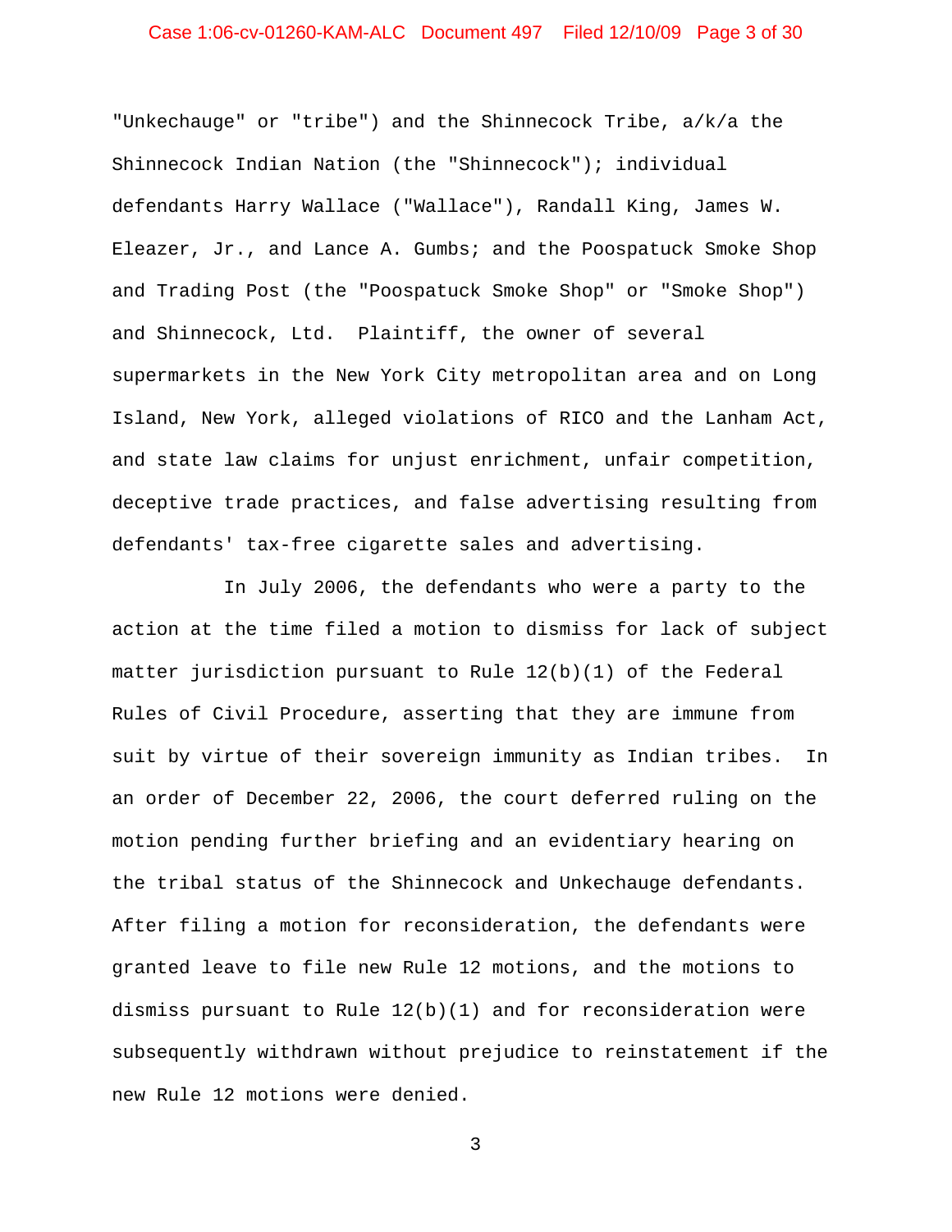"Unkechauge" or "tribe") and the Shinnecock Tribe, a/k/a the Shinnecock Indian Nation (the "Shinnecock"); individual defendants Harry Wallace ("Wallace"), Randall King, James W. Eleazer, Jr., and Lance A. Gumbs; and the Poospatuck Smoke Shop and Trading Post (the "Poospatuck Smoke Shop" or "Smoke Shop") and Shinnecock, Ltd. Plaintiff, the owner of several supermarkets in the New York City metropolitan area and on Long Island, New York, alleged violations of RICO and the Lanham Act, and state law claims for unjust enrichment, unfair competition, deceptive trade practices, and false advertising resulting from defendants' tax-free cigarette sales and advertising.

In July 2006, the defendants who were a party to the action at the time filed a motion to dismiss for lack of subject matter jurisdiction pursuant to Rule 12(b)(1) of the Federal Rules of Civil Procedure, asserting that they are immune from suit by virtue of their sovereign immunity as Indian tribes. In an order of December 22, 2006, the court deferred ruling on the motion pending further briefing and an evidentiary hearing on the tribal status of the Shinnecock and Unkechauge defendants. After filing a motion for reconsideration, the defendants were granted leave to file new Rule 12 motions, and the motions to dismiss pursuant to Rule 12(b)(1) and for reconsideration were subsequently withdrawn without prejudice to reinstatement if the new Rule 12 motions were denied.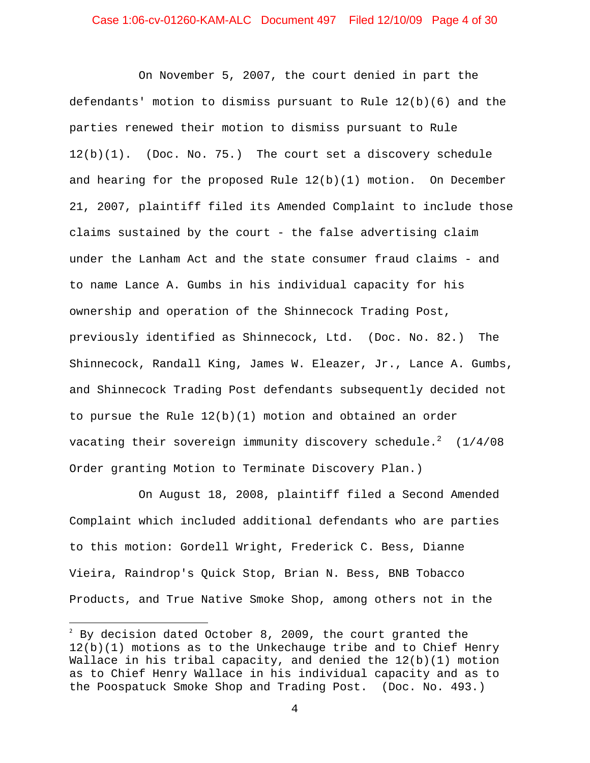On November 5, 2007, the court denied in part the defendants' motion to dismiss pursuant to Rule 12(b)(6) and the parties renewed their motion to dismiss pursuant to Rule 12(b)(1). (Doc. No. 75.) The court set a discovery schedule and hearing for the proposed Rule 12(b)(1) motion. On December 21, 2007, plaintiff filed its Amended Complaint to include those claims sustained by the court - the false advertising claim under the Lanham Act and the state consumer fraud claims - and to name Lance A. Gumbs in his individual capacity for his ownership and operation of the Shinnecock Trading Post, previously identified as Shinnecock, Ltd. (Doc. No. 82.) The Shinnecock, Randall King, James W. Eleazer, Jr., Lance A. Gumbs, and Shinnecock Trading Post defendants subsequently decided not to pursue the Rule 12(b)(1) motion and obtained an order vacating their sovereign immunity discovery schedule.[2] (1/4/08 Order granting Motion to Terminate Discovery Plan.)

On August 18, 2008, plaintiff filed a Second Amended Complaint which included additional defendants who are parties to this motion: Gordell Wright, Frederick C. Bess, Dianne Vieira, Raindrop's Quick Stop, Brian N. Bess, BNB Tobacco Products, and True Native Smoke Shop, among others not in the

---

[2] By decision dated October 8, 2009, the court granted the 12(b)(1) motions as to the Unkechauge tribe and to Chief Henry Wallace in his tribal capacity, and denied the 12(b)(1) motion as to Chief Henry Wallace in his individual capacity and as to the Poospatuck Smoke Shop and Trading Post. (Doc. No. 493.)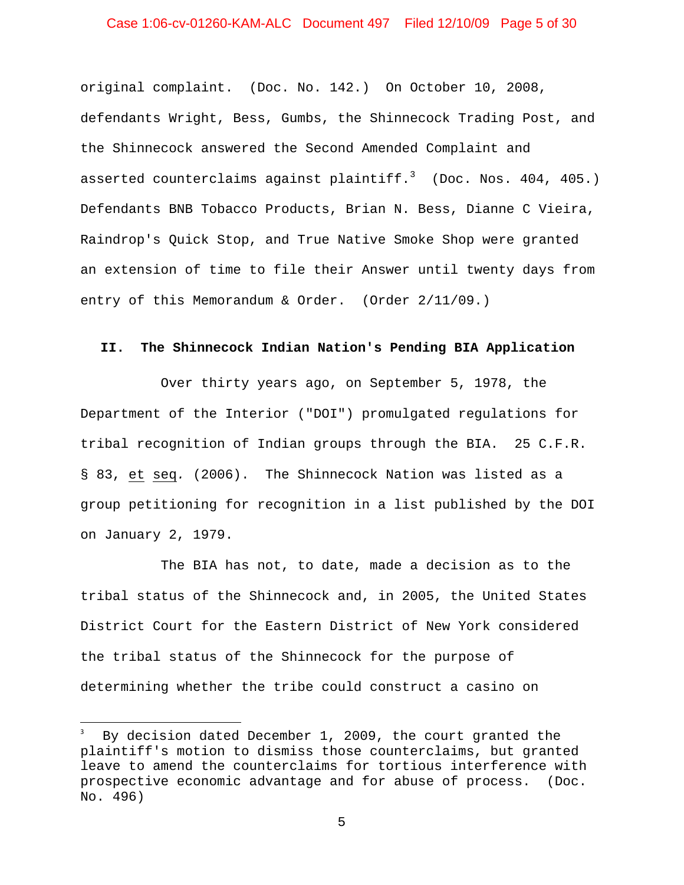original complaint. (Doc. No. 142.) On October 10, 2008, defendants Wright, Bess, Gumbs, the Shinnecock Trading Post, and the Shinnecock answered the Second Amended Complaint and asserted counterclaims against plaintiff.[3] (Doc. Nos. 404, 405.) Defendants BNB Tobacco Products, Brian N. Bess, Dianne C Vieira, Raindrop's Quick Stop, and True Native Smoke Shop were granted an extension of time to file their Answer until twenty days from entry of this Memorandum & Order. (Order 2/11/09.)

## II. The Shinnecock Indian Nation's Pending BIA Application

Over thirty years ago, on September 5, 1978, the Department of the Interior ("DOI") promulgated regulations for tribal recognition of Indian groups through the BIA. 25 C.F.R. § 83, et seq. (2006). The Shinnecock Nation was listed as a group petitioning for recognition in a list published by the DOI on January 2, 1979.

The BIA has not, to date, made a decision as to the tribal status of the Shinnecock and, in 2005, the United States District Court for the Eastern District of New York considered the tribal status of the Shinnecock for the purpose of determining whether the tribe could construct a casino on

---

[3] By decision dated December 1, 2009, the court granted the plaintiff's motion to dismiss those counterclaims, but granted leave to amend the counterclaims for tortious interference with prospective economic advantage and for abuse of process. (Doc. No. 496)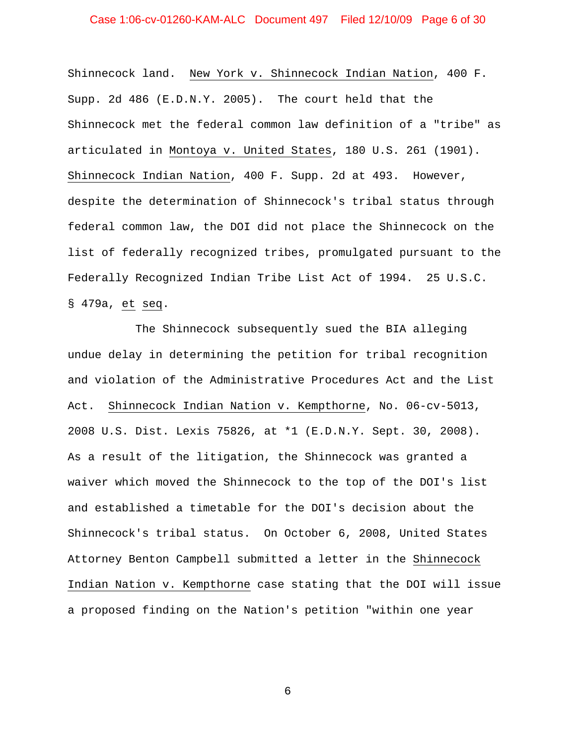Shinnecock land. New York v. Shinnecock Indian Nation, 400 F. Supp. 2d 486 (E.D.N.Y. 2005). The court held that the Shinnecock met the federal common law definition of a "tribe" as articulated in Montoya v. United States, 180 U.S. 261 (1901). Shinnecock Indian Nation, 400 F. Supp. 2d at 493. However, despite the determination of Shinnecock's tribal status through federal common law, the DOI did not place the Shinnecock on the list of federally recognized tribes, promulgated pursuant to the Federally Recognized Indian Tribe List Act of 1994. 25 U.S.C. § 479a, et seq.

The Shinnecock subsequently sued the BIA alleging undue delay in determining the petition for tribal recognition and violation of the Administrative Procedures Act and the List Act. Shinnecock Indian Nation v. Kempthorne, No. 06-cv-5013, 2008 U.S. Dist. Lexis 75826, at *1 (E.D.N.Y. Sept. 30, 2008). As a result of the litigation, the Shinnecock was granted a waiver which moved the Shinnecock to the top of the DOI's list and established a timetable for the DOI's decision about the Shinnecock's tribal status. On October 6, 2008, United States Attorney Benton Campbell submitted a letter in the Shinnecock Indian Nation v. Kempthorne case stating that the DOI will issue a proposed finding on the Nation's petition "within one year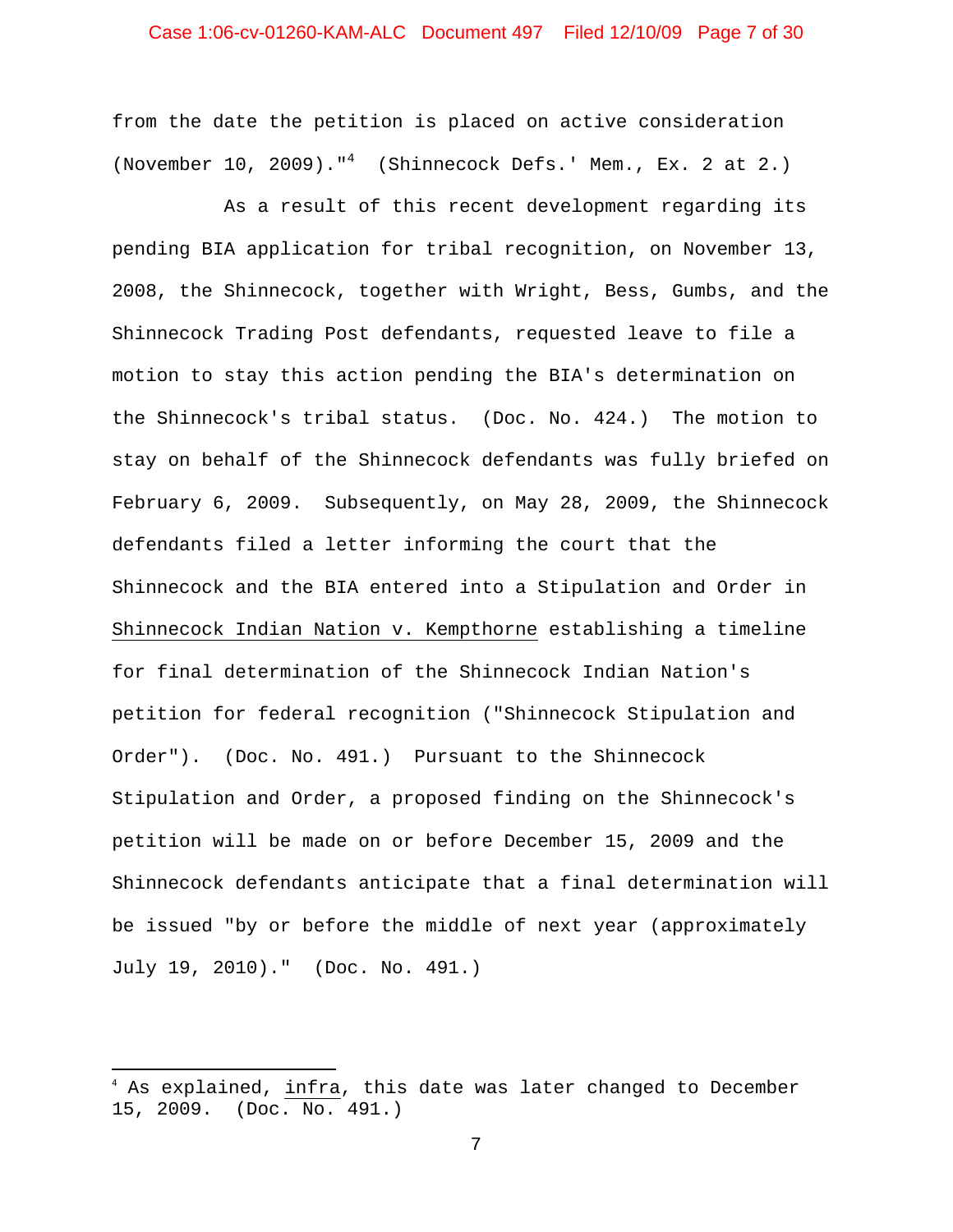from the date the petition is placed on active consideration (November 10, 2009)."[4] (Shinnecock Defs.' Mem., Ex. 2 at 2.)

As a result of this recent development regarding its pending BIA application for tribal recognition, on November 13, 2008, the Shinnecock, together with Wright, Bess, Gumbs, and the Shinnecock Trading Post defendants, requested leave to file a motion to stay this action pending the BIA's determination on the Shinnecock's tribal status. (Doc. No. 424.) The motion to stay on behalf of the Shinnecock defendants was fully briefed on February 6, 2009. Subsequently, on May 28, 2009, the Shinnecock defendants filed a letter informing the court that the Shinnecock and the BIA entered into a Stipulation and Order in Shinnecock Indian Nation v. Kempthorne establishing a timeline for final determination of the Shinnecock Indian Nation's petition for federal recognition ("Shinnecock Stipulation and Order"). (Doc. No. 491.) Pursuant to the Shinnecock Stipulation and Order, a proposed finding on the Shinnecock's petition will be made on or before December 15, 2009 and the Shinnecock defendants anticipate that a final determination will be issued "by or before the middle of next year (approximately July 19, 2010)." (Doc. No. 491.)

---

[4] As explained, infra, this date was later changed to December 15, 2009. (Doc. No. 491.)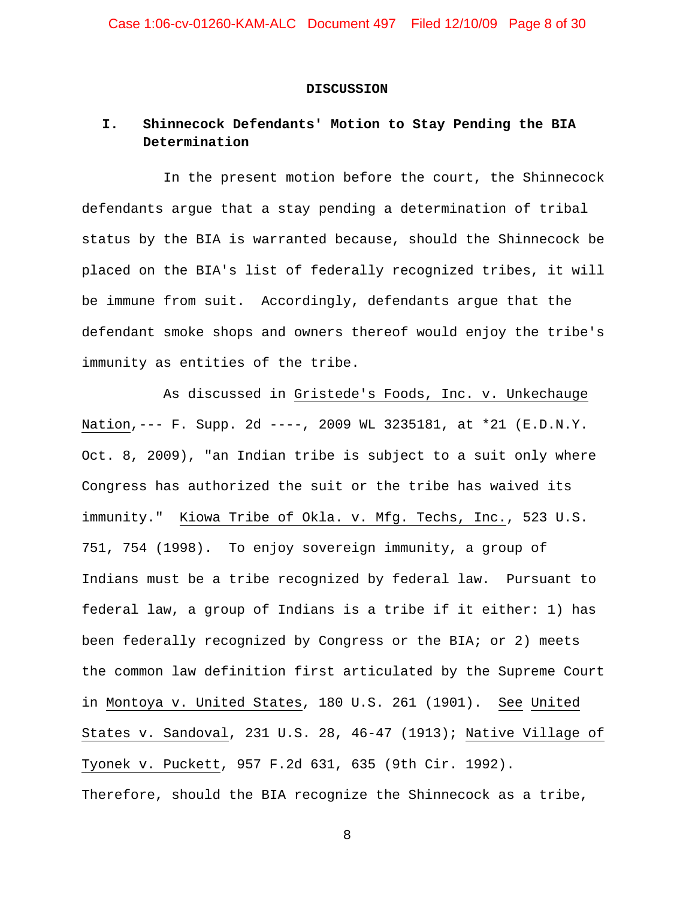## DISCUSSION

### I. Shinnecock Defendants' Motion to Stay Pending the BIA Determination

In the present motion before the court, the Shinnecock defendants argue that a stay pending a determination of tribal status by the BIA is warranted because, should the Shinnecock be placed on the BIA's list of federally recognized tribes, it will be immune from suit. Accordingly, defendants argue that the defendant smoke shops and owners thereof would enjoy the tribe's immunity as entities of the tribe.

As discussed in Gristede's Foods, Inc. v. Unkechauge Nation, --- F. Supp. 2d ----, 2009 WL 3235181, at *21 (E.D.N.Y. Oct. 8, 2009), "an Indian tribe is subject to a suit only where Congress has authorized the suit or the tribe has waived its immunity." Kiowa Tribe of Okla. v. Mfg. Techs, Inc., 523 U.S. 751, 754 (1998). To enjoy sovereign immunity, a group of Indians must be a tribe recognized by federal law. Pursuant to federal law, a group of Indians is a tribe if it either: 1) has been federally recognized by Congress or the BIA; or 2) meets the common law definition first articulated by the Supreme Court in Montoya v. United States, 180 U.S. 261 (1901). See United States v. Sandoval, 231 U.S. 28, 46-47 (1913); Native Village of Tyonek v. Puckett, 957 F.2d 631, 635 (9th Cir. 1992). Therefore, should the BIA recognize the Shinnecock as a tribe,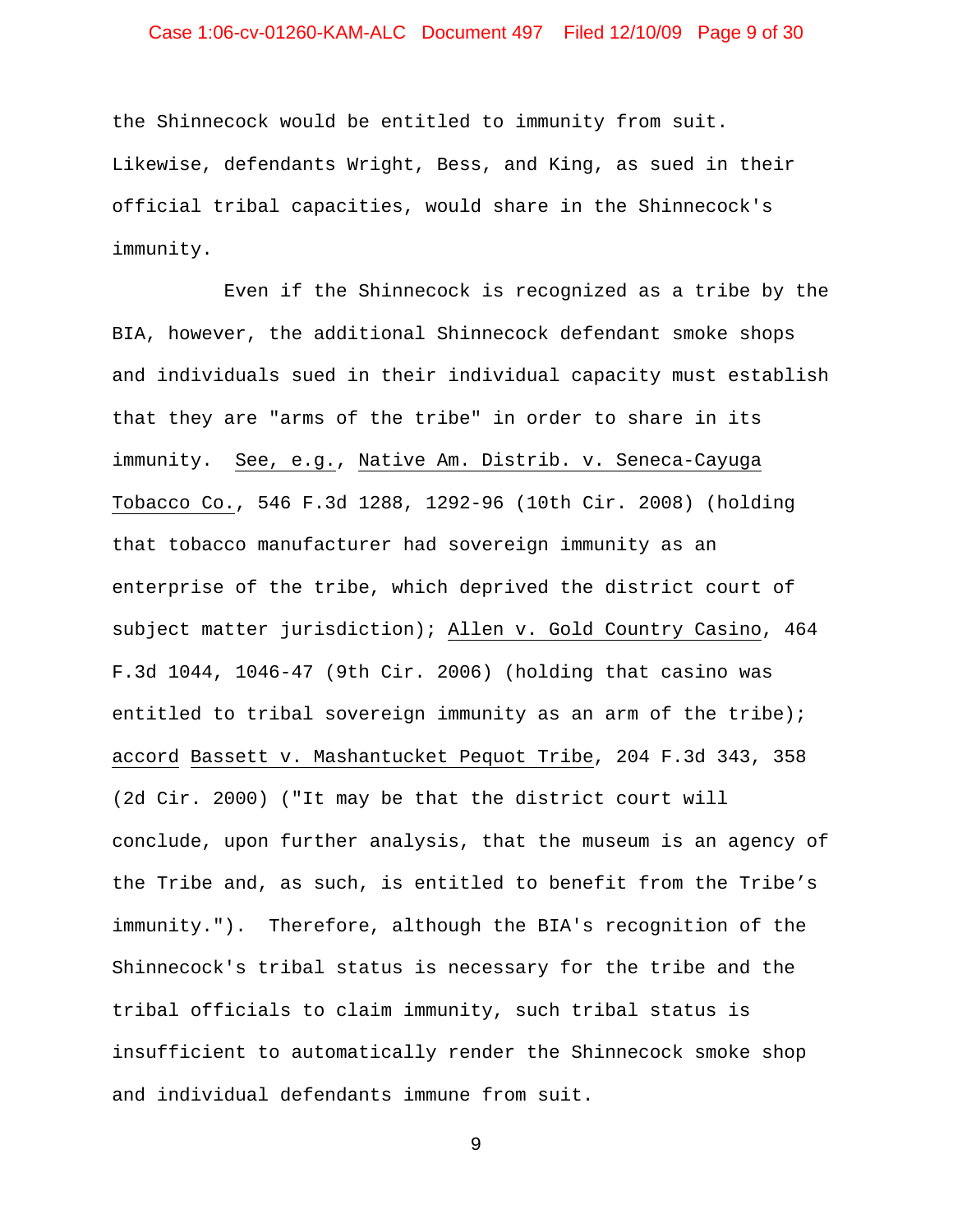the Shinnecock would be entitled to immunity from suit. Likewise, defendants Wright, Bess, and King, as sued in their official tribal capacities, would share in the Shinnecock's immunity.

Even if the Shinnecock is recognized as a tribe by the BIA, however, the additional Shinnecock defendant smoke shops and individuals sued in their individual capacity must establish that they are "arms of the tribe" in order to share in its immunity. See, e.g., Native Am. Distrib. v. Seneca-Cayuga Tobacco Co., 546 F.3d 1288, 1292-96 (10th Cir. 2008) (holding that tobacco manufacturer had sovereign immunity as an enterprise of the tribe, which deprived the district court of subject matter jurisdiction); Allen v. Gold Country Casino, 464 F.3d 1044, 1046-47 (9th Cir. 2006) (holding that casino was entitled to tribal sovereign immunity as an arm of the tribe); accord Bassett v. Mashantucket Pequot Tribe, 204 F.3d 343, 358 (2d Cir. 2000) ("It may be that the district court will conclude, upon further analysis, that the museum is an agency of the Tribe and, as such, is entitled to benefit from the Tribe's immunity."). Therefore, although the BIA's recognition of the Shinnecock's tribal status is necessary for the tribe and the tribal officials to claim immunity, such tribal status is insufficient to automatically render the Shinnecock smoke shop and individual defendants immune from suit.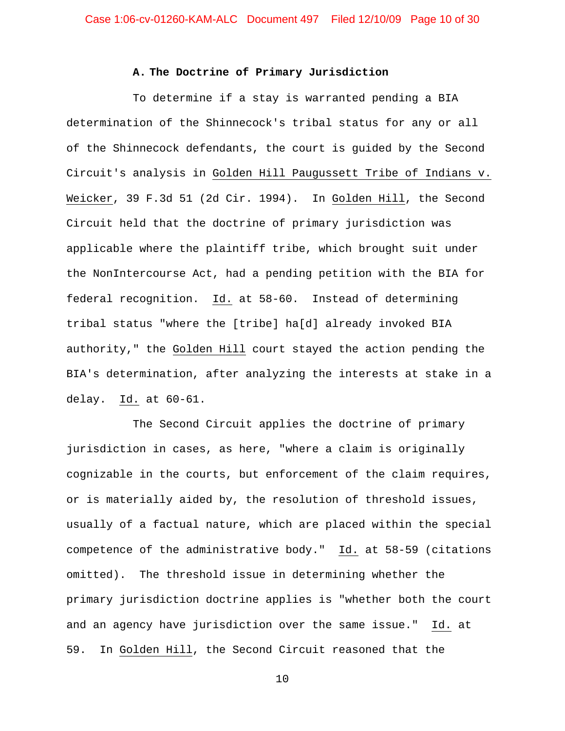### A. The Doctrine of Primary Jurisdiction

To determine if a stay is warranted pending a BIA determination of the Shinnecock's tribal status for any or all of the Shinnecock defendants, the court is guided by the Second Circuit's analysis in Golden Hill Paugussett Tribe of Indians v. Weicker, 39 F.3d 51 (2d Cir. 1994). In Golden Hill, the Second Circuit held that the doctrine of primary jurisdiction was applicable where the plaintiff tribe, which brought suit under the NonIntercourse Act, had a pending petition with the BIA for federal recognition. Id. at 58-60. Instead of determining tribal status "where the [tribe] ha[d] already invoked BIA authority," the Golden Hill court stayed the action pending the BIA's determination, after analyzing the interests at stake in a delay. Id. at 60-61.

The Second Circuit applies the doctrine of primary jurisdiction in cases, as here, "where a claim is originally cognizable in the courts, but enforcement of the claim requires, or is materially aided by, the resolution of threshold issues, usually of a factual nature, which are placed within the special competence of the administrative body." Id. at 58-59 (citations omitted). The threshold issue in determining whether the primary jurisdiction doctrine applies is "whether both the court and an agency have jurisdiction over the same issue." Id. at 59. In Golden Hill, the Second Circuit reasoned that the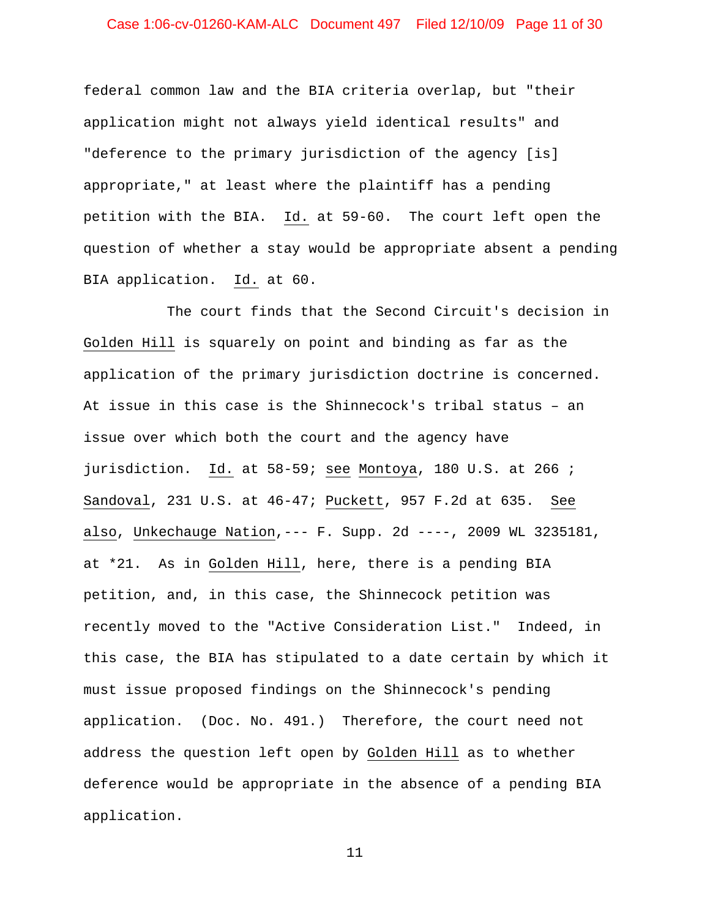federal common law and the BIA criteria overlap, but "their application might not always yield identical results" and "deference to the primary jurisdiction of the agency [is] appropriate," at least where the plaintiff has a pending petition with the BIA. Id. at 59-60. The court left open the question of whether a stay would be appropriate absent a pending BIA application. Id. at 60.

The court finds that the Second Circuit's decision in Golden Hill is squarely on point and binding as far as the application of the primary jurisdiction doctrine is concerned. At issue in this case is the Shinnecock's tribal status – an issue over which both the court and the agency have jurisdiction. Id. at 58-59; see Montoya, 180 U.S. at 266 ; Sandoval, 231 U.S. at 46-47; Puckett, 957 F.2d at 635. See also, Unkechauge Nation,--- F. Supp. 2d ----, 2009 WL 3235181, at *21. As in Golden Hill, here, there is a pending BIA petition, and, in this case, the Shinnecock petition was recently moved to the "Active Consideration List." Indeed, in this case, the BIA has stipulated to a date certain by which it must issue proposed findings on the Shinnecock's pending application. (Doc. No. 491.) Therefore, the court need not address the question left open by Golden Hill as to whether deference would be appropriate in the absence of a pending BIA application.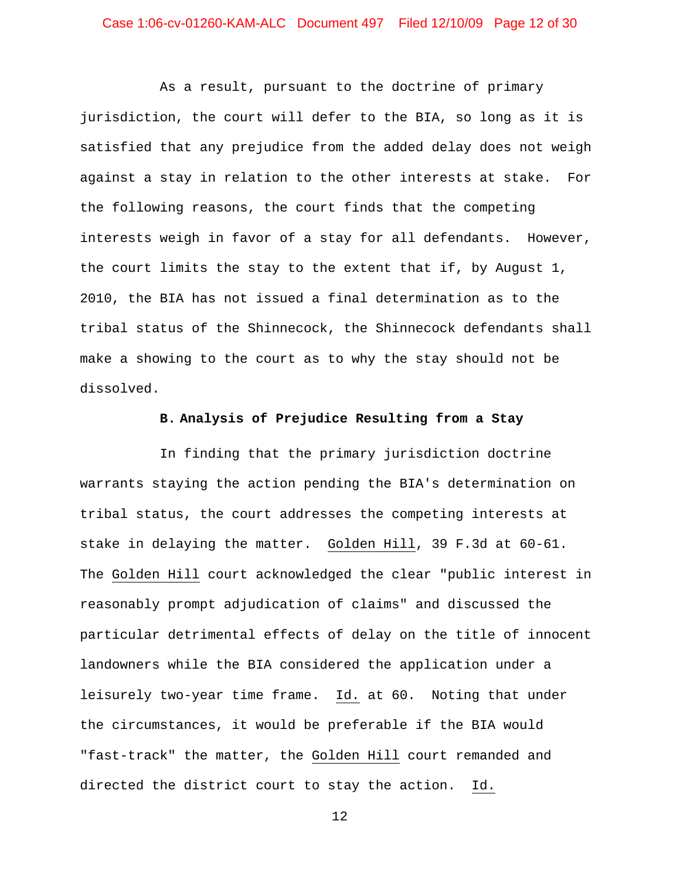As a result, pursuant to the doctrine of primary jurisdiction, the court will defer to the BIA, so long as it is satisfied that any prejudice from the added delay does not weigh against a stay in relation to the other interests at stake. For the following reasons, the court finds that the competing interests weigh in favor of a stay for all defendants. However, the court limits the stay to the extent that if, by August 1, 2010, the BIA has not issued a final determination as to the tribal status of the Shinnecock, the Shinnecock defendants shall make a showing to the court as to why the stay should not be dissolved.

**B. Analysis of Prejudice Resulting from a Stay**

In finding that the primary jurisdiction doctrine warrants staying the action pending the BIA's determination on tribal status, the court addresses the competing interests at stake in delaying the matter. Golden Hill, 39 F.3d at 60-61. The Golden Hill court acknowledged the clear "public interest in reasonably prompt adjudication of claims" and discussed the particular detrimental effects of delay on the title of innocent landowners while the BIA considered the application under a leisurely two-year time frame. Id. at 60. Noting that under the circumstances, it would be preferable if the BIA would "fast-track" the matter, the Golden Hill court remanded and directed the district court to stay the action. Id.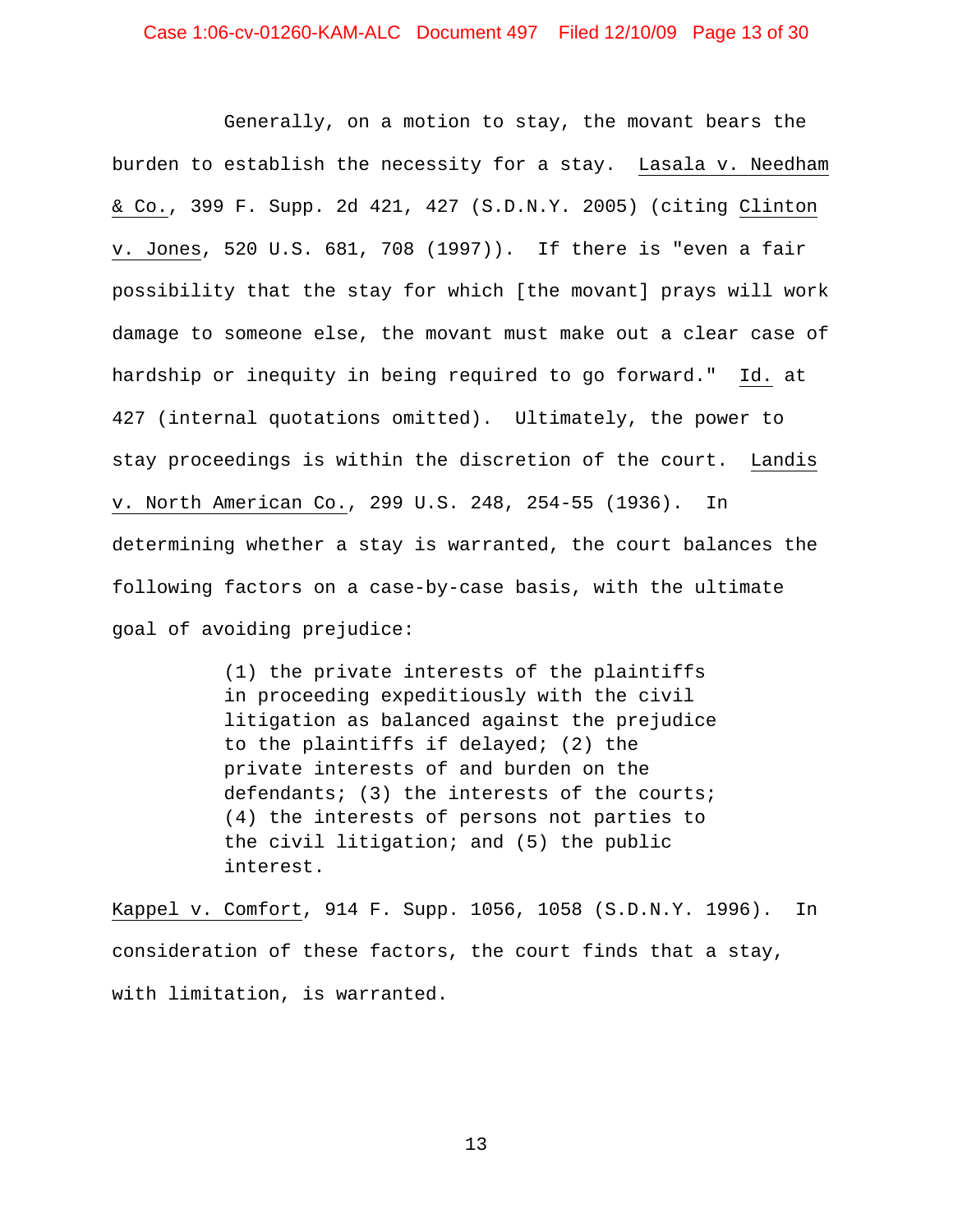Generally, on a motion to stay, the movant bears the burden to establish the necessity for a stay. Lasala v. Needham & Co., 399 F. Supp. 2d 421, 427 (S.D.N.Y. 2005) (citing Clinton v. Jones, 520 U.S. 681, 708 (1997)). If there is "even a fair possibility that the stay for which [the movant] prays will work damage to someone else, the movant must make out a clear case of hardship or inequity in being required to go forward." Id. at 427 (internal quotations omitted). Ultimately, the power to stay proceedings is within the discretion of the court. Landis v. North American Co., 299 U.S. 248, 254-55 (1936). In determining whether a stay is warranted, the court balances the following factors on a case-by-case basis, with the ultimate goal of avoiding prejudice:

> (1) the private interests of the plaintiffs in proceeding expeditiously with the civil litigation as balanced against the prejudice to the plaintiffs if delayed; (2) the private interests of and burden on the defendants; (3) the interests of the courts; (4) the interests of persons not parties to the civil litigation; and (5) the public interest.

Kappel v. Comfort, 914 F. Supp. 1056, 1058 (S.D.N.Y. 1996). In consideration of these factors, the court finds that a stay, with limitation, is warranted.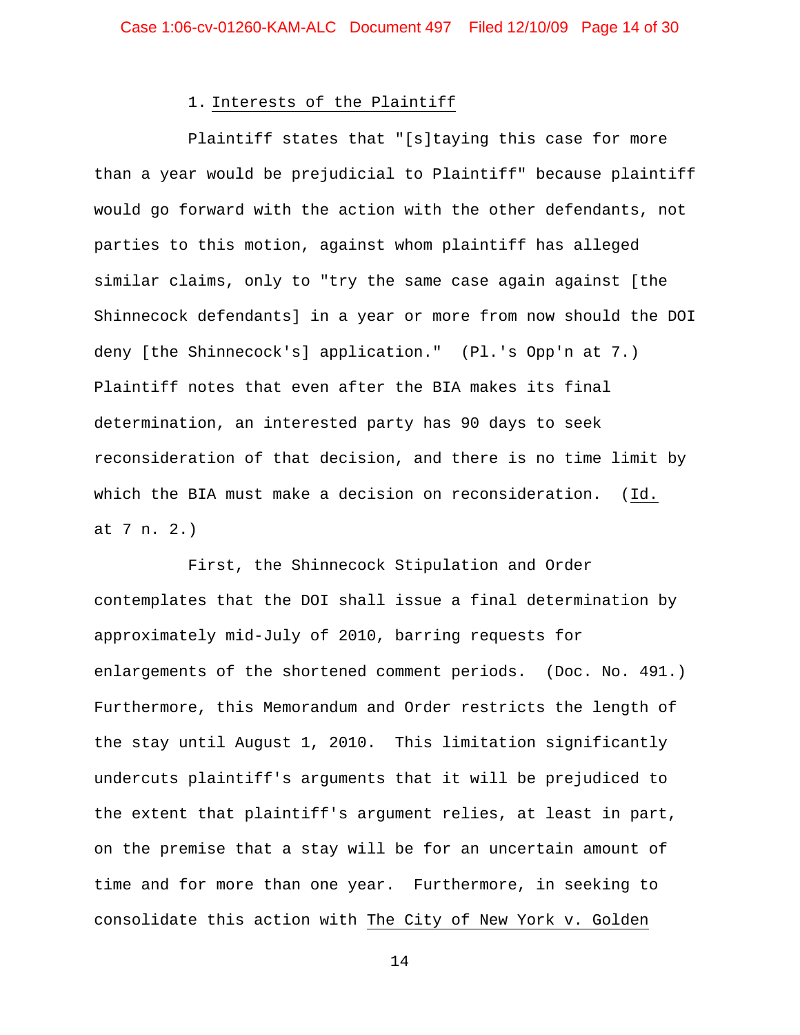### 1. Interests of the Plaintiff

Plaintiff states that "[s]taying this case for more than a year would be prejudicial to Plaintiff" because plaintiff would go forward with the action with the other defendants, not parties to this motion, against whom plaintiff has alleged similar claims, only to "try the same case again against [the Shinnecock defendants] in a year or more from now should the DOI deny [the Shinnecock's] application." (Pl.'s Opp'n at 7.) Plaintiff notes that even after the BIA makes its final determination, an interested party has 90 days to seek reconsideration of that decision, and there is no time limit by which the BIA must make a decision on reconsideration. (Id. at 7 n. 2.)

First, the Shinnecock Stipulation and Order contemplates that the DOI shall issue a final determination by approximately mid-July of 2010, barring requests for enlargements of the shortened comment periods. (Doc. No. 491.) Furthermore, this Memorandum and Order restricts the length of the stay until August 1, 2010. This limitation significantly undercuts plaintiff's arguments that it will be prejudiced to the extent that plaintiff's argument relies, at least in part, on the premise that a stay will be for an uncertain amount of time and for more than one year. Furthermore, in seeking to consolidate this action with The City of New York v. Golden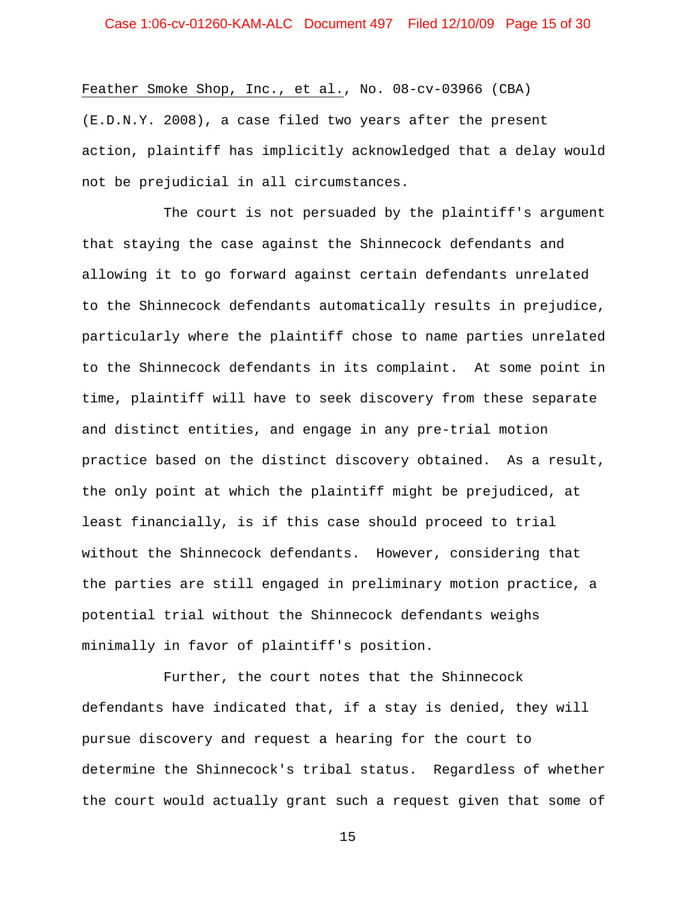Feather Smoke Shop, Inc., et al., No. 08-cv-03966 (CBA) (E.D.N.Y. 2008), a case filed two years after the present action, plaintiff has implicitly acknowledged that a delay would not be prejudicial in all circumstances.

The court is not persuaded by the plaintiff's argument that staying the case against the Shinnecock defendants and allowing it to go forward against certain defendants unrelated to the Shinnecock defendants automatically results in prejudice, particularly where the plaintiff chose to name parties unrelated to the Shinnecock defendants in its complaint. At some point in time, plaintiff will have to seek discovery from these separate and distinct entities, and engage in any pre-trial motion practice based on the distinct discovery obtained. As a result, the only point at which the plaintiff might be prejudiced, at least financially, is if this case should proceed to trial without the Shinnecock defendants. However, considering that the parties are still engaged in preliminary motion practice, a potential trial without the Shinnecock defendants weighs minimally in favor of plaintiff's position.

Further, the court notes that the Shinnecock defendants have indicated that, if a stay is denied, they will pursue discovery and request a hearing for the court to determine the Shinnecock's tribal status. Regardless of whether the court would actually grant such a request given that some of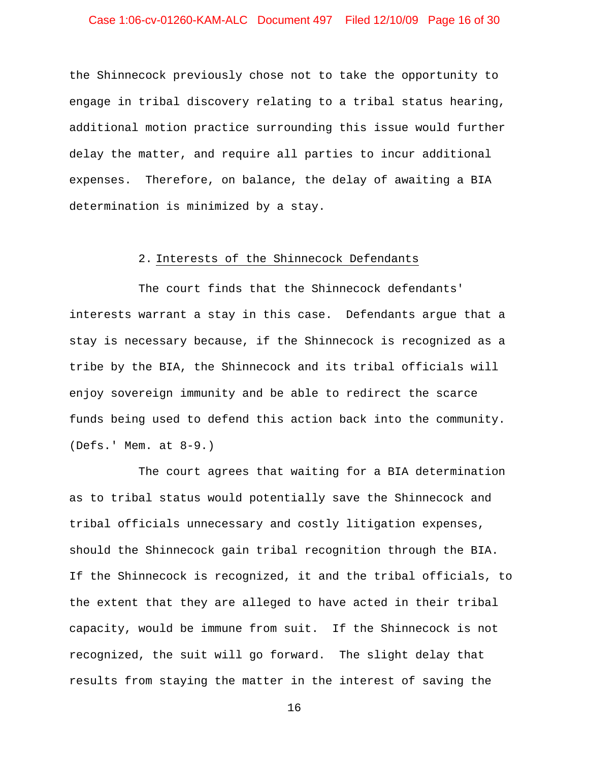the Shinnecock previously chose not to take the opportunity to engage in tribal discovery relating to a tribal status hearing, additional motion practice surrounding this issue would further delay the matter, and require all parties to incur additional expenses. Therefore, on balance, the delay of awaiting a BIA determination is minimized by a stay.

### 2. Interests of the Shinnecock Defendants

The court finds that the Shinnecock defendants' interests warrant a stay in this case. Defendants argue that a stay is necessary because, if the Shinnecock is recognized as a tribe by the BIA, the Shinnecock and its tribal officials will enjoy sovereign immunity and be able to redirect the scarce funds being used to defend this action back into the community. (Defs.' Mem. at 8-9.)

The court agrees that waiting for a BIA determination as to tribal status would potentially save the Shinnecock and tribal officials unnecessary and costly litigation expenses, should the Shinnecock gain tribal recognition through the BIA. If the Shinnecock is recognized, it and the tribal officials, to the extent that they are alleged to have acted in their tribal capacity, would be immune from suit. If the Shinnecock is not recognized, the suit will go forward. The slight delay that results from staying the matter in the interest of saving the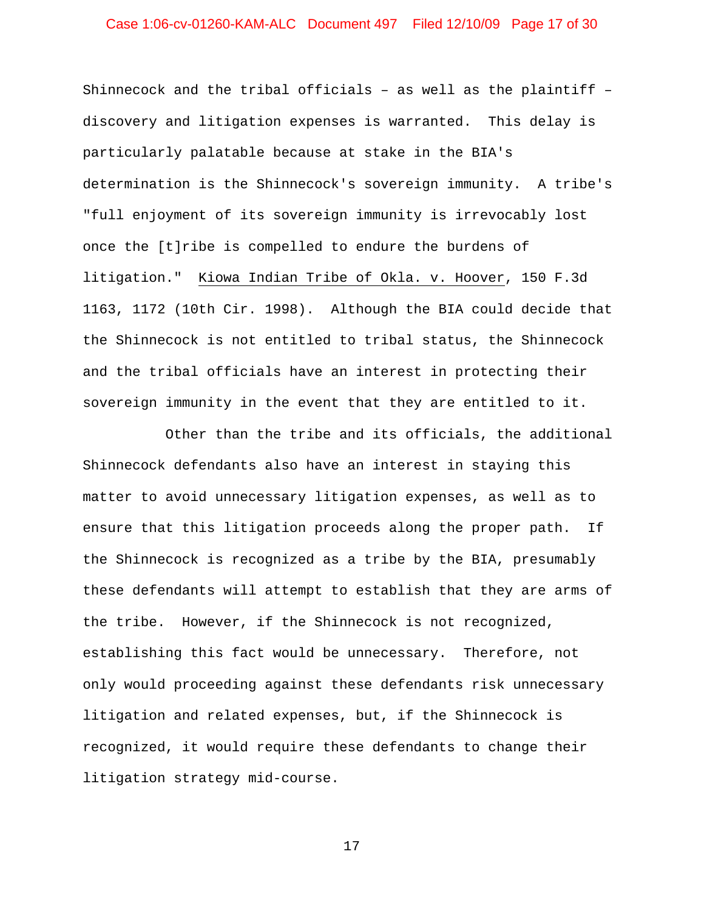Shinnecock and the tribal officials – as well as the plaintiff – discovery and litigation expenses is warranted. This delay is particularly palatable because at stake in the BIA's determination is the Shinnecock's sovereign immunity. A tribe's "full enjoyment of its sovereign immunity is irrevocably lost once the [t]ribe is compelled to endure the burdens of litigation." Kiowa Indian Tribe of Okla. v. Hoover, 150 F.3d 1163, 1172 (10th Cir. 1998). Although the BIA could decide that the Shinnecock is not entitled to tribal status, the Shinnecock and the tribal officials have an interest in protecting their sovereign immunity in the event that they are entitled to it.

Other than the tribe and its officials, the additional Shinnecock defendants also have an interest in staying this matter to avoid unnecessary litigation expenses, as well as to ensure that this litigation proceeds along the proper path. If the Shinnecock is recognized as a tribe by the BIA, presumably these defendants will attempt to establish that they are arms of the tribe. However, if the Shinnecock is not recognized, establishing this fact would be unnecessary. Therefore, not only would proceeding against these defendants risk unnecessary litigation and related expenses, but, if the Shinnecock is recognized, it would require these defendants to change their litigation strategy mid-course.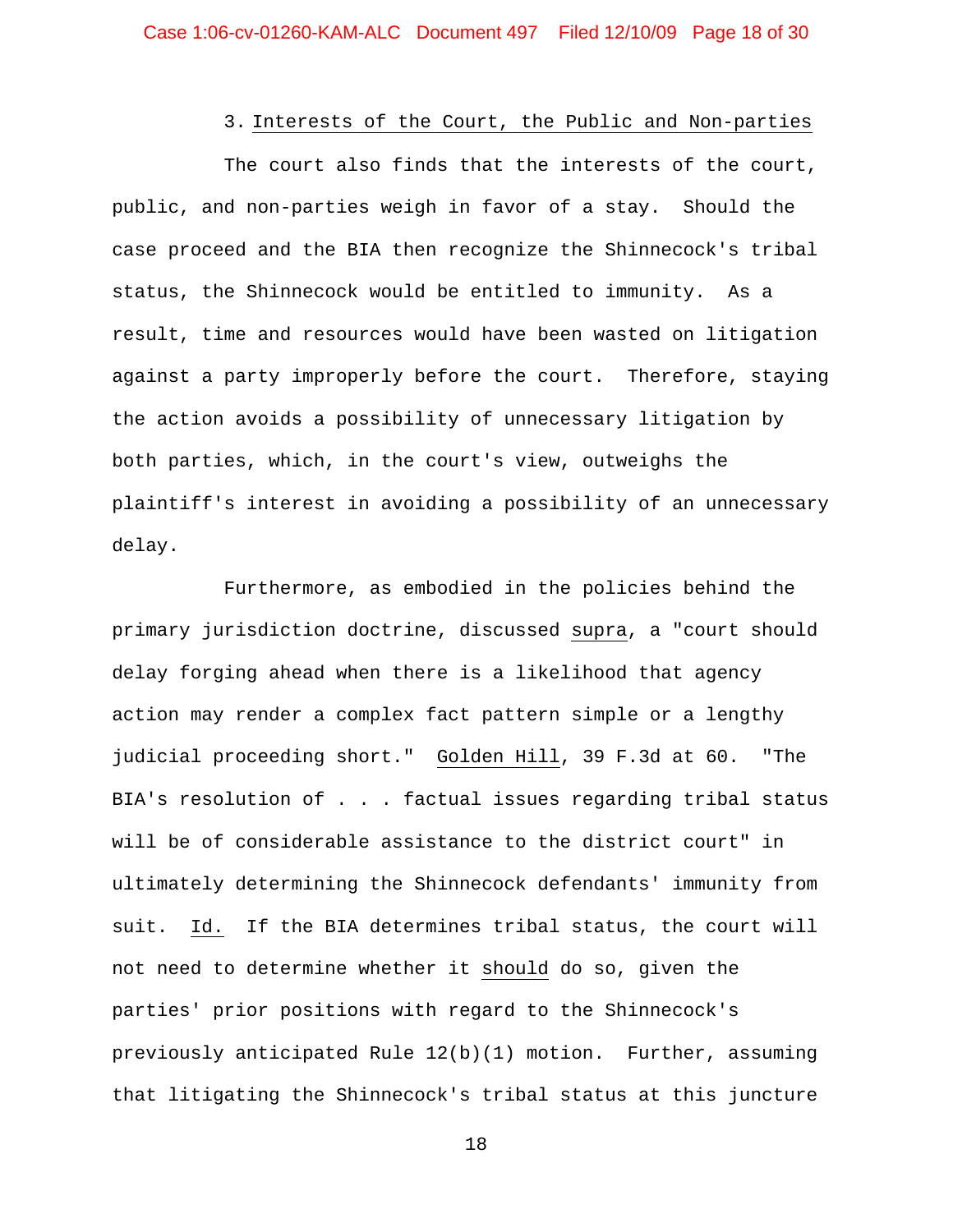### 3. Interests of the Court, the Public and Non-parties

The court also finds that the interests of the court, public, and non-parties weigh in favor of a stay. Should the case proceed and the BIA then recognize the Shinnecock's tribal status, the Shinnecock would be entitled to immunity. As a result, time and resources would have been wasted on litigation against a party improperly before the court. Therefore, staying the action avoids a possibility of unnecessary litigation by both parties, which, in the court's view, outweighs the plaintiff's interest in avoiding a possibility of an unnecessary delay.

Furthermore, as embodied in the policies behind the primary jurisdiction doctrine, discussed *supra*, a "court should delay forging ahead when there is a likelihood that agency action may render a complex fact pattern simple or a lengthy judicial proceeding short." *Golden Hill*, 39 F.3d at 60. "The BIA's resolution of . . . factual issues regarding tribal status will be of considerable assistance to the district court" in ultimately determining the Shinnecock defendants' immunity from suit. *Id.* If the BIA determines tribal status, the court will not need to determine whether it *should* do so, given the parties' prior positions with regard to the Shinnecock's previously anticipated Rule 12(b)(1) motion. Further, assuming that litigating the Shinnecock's tribal status at this juncture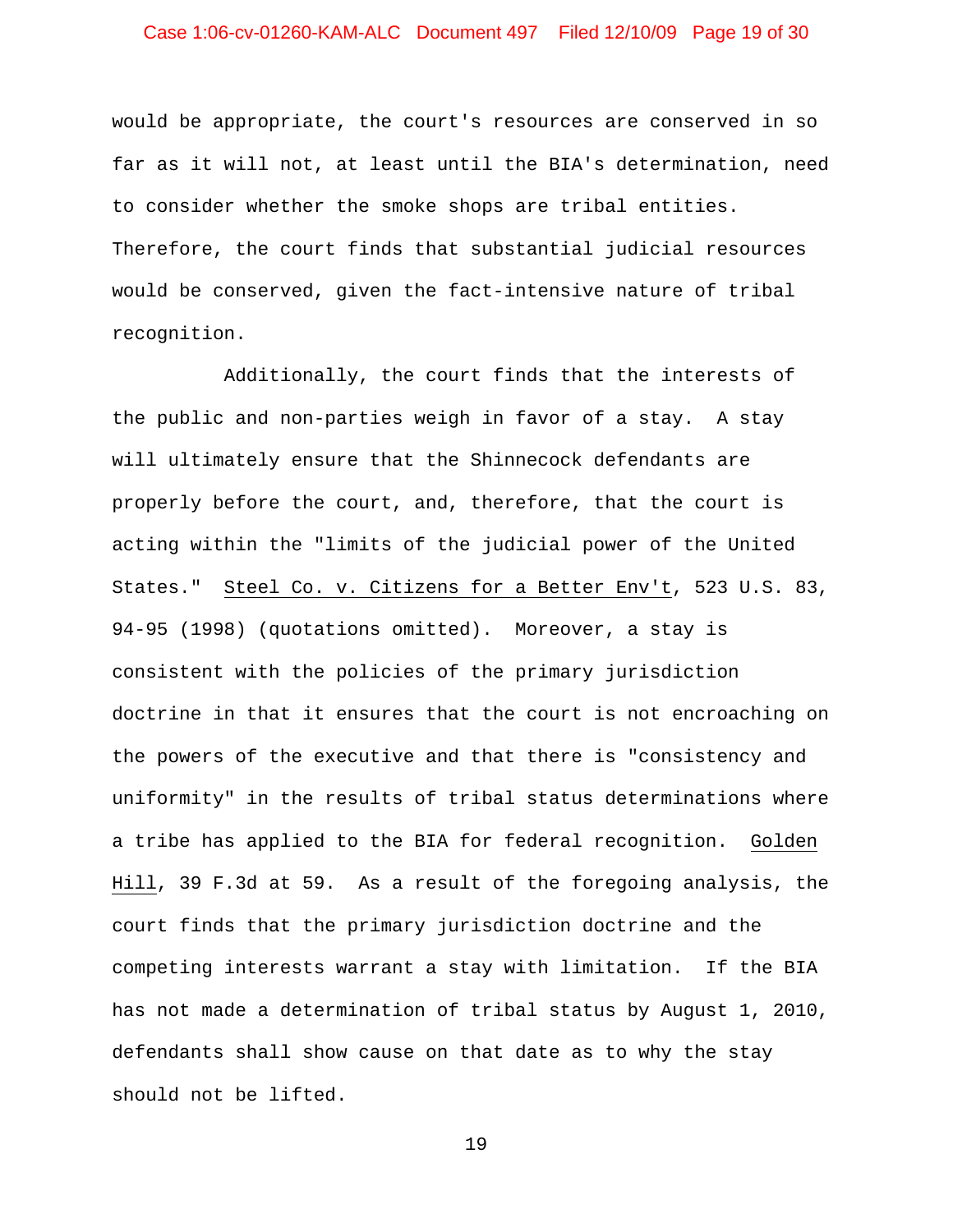would be appropriate, the court's resources are conserved in so far as it will not, at least until the BIA's determination, need to consider whether the smoke shops are tribal entities. Therefore, the court finds that substantial judicial resources would be conserved, given the fact-intensive nature of tribal recognition.

Additionally, the court finds that the interests of the public and non-parties weigh in favor of a stay. A stay will ultimately ensure that the Shinnecock defendants are properly before the court, and, therefore, that the court is acting within the "limits of the judicial power of the United States." Steel Co. v. Citizens for a Better Env't, 523 U.S. 83, 94-95 (1998) (quotations omitted). Moreover, a stay is consistent with the policies of the primary jurisdiction doctrine in that it ensures that the court is not encroaching on the powers of the executive and that there is "consistency and uniformity" in the results of tribal status determinations where a tribe has applied to the BIA for federal recognition. Golden Hill, 39 F.3d at 59. As a result of the foregoing analysis, the court finds that the primary jurisdiction doctrine and the competing interests warrant a stay with limitation. If the BIA has not made a determination of tribal status by August 1, 2010, defendants shall show cause on that date as to why the stay should not be lifted.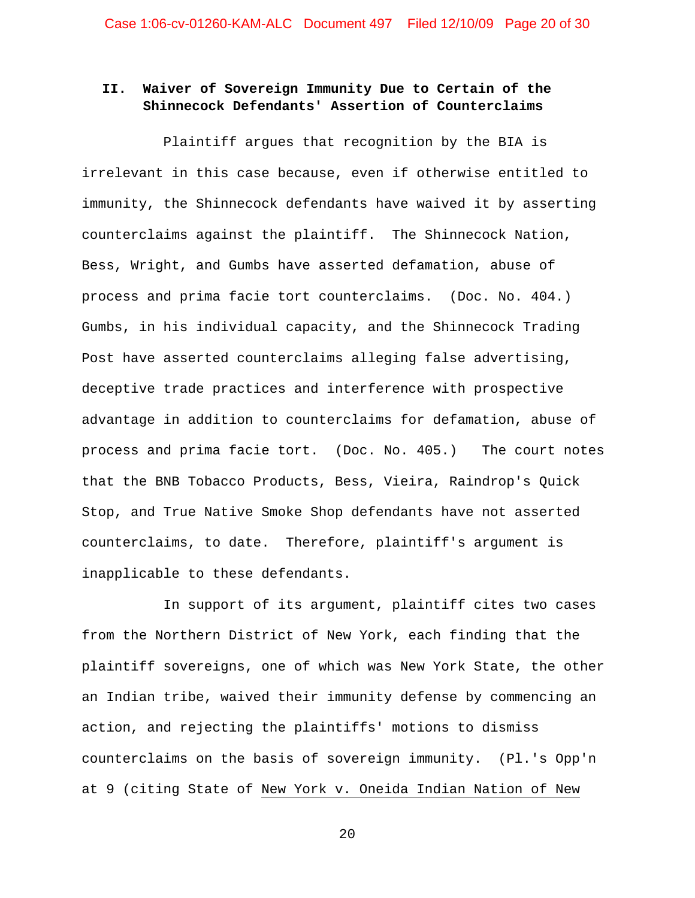## II. Waiver of Sovereign Immunity Due to Certain of the Shinnecock Defendants' Assertion of Counterclaims

Plaintiff argues that recognition by the BIA is irrelevant in this case because, even if otherwise entitled to immunity, the Shinnecock defendants have waived it by asserting counterclaims against the plaintiff. The Shinnecock Nation, Bess, Wright, and Gumbs have asserted defamation, abuse of process and prima facie tort counterclaims. (Doc. No. 404.) Gumbs, in his individual capacity, and the Shinnecock Trading Post have asserted counterclaims alleging false advertising, deceptive trade practices and interference with prospective advantage in addition to counterclaims for defamation, abuse of process and prima facie tort. (Doc. No. 405.) The court notes that the BNB Tobacco Products, Bess, Vieira, Raindrop's Quick Stop, and True Native Smoke Shop defendants have not asserted counterclaims, to date. Therefore, plaintiff's argument is inapplicable to these defendants.

In support of its argument, plaintiff cites two cases from the Northern District of New York, each finding that the plaintiff sovereigns, one of which was New York State, the other an Indian tribe, waived their immunity defense by commencing an action, and rejecting the plaintiffs' motions to dismiss counterclaims on the basis of sovereign immunity. (Pl.'s Opp'n at 9 (citing State of <u>New York v. Oneida Indian Nation of New</u>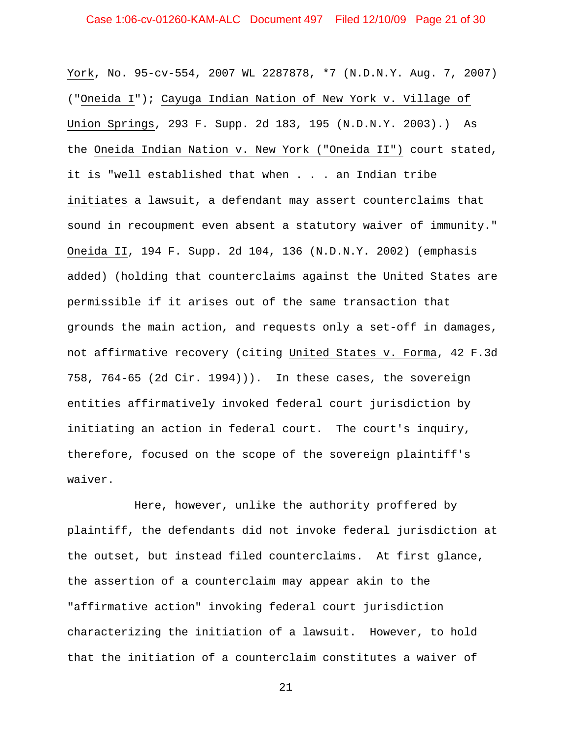York, No. 95-cv-554, 2007 WL 2287878, *7 (N.D.N.Y. Aug. 7, 2007) ("Oneida I"); Cayuga Indian Nation of New York v. Village of Union Springs, 293 F. Supp. 2d 183, 195 (N.D.N.Y. 2003).) As the Oneida Indian Nation v. New York ("Oneida II") court stated, it is "well established that when . . . an Indian tribe *initiates* a lawsuit, a defendant may assert counterclaims that sound in recoupment even absent a statutory waiver of immunity." Oneida II, 194 F. Supp. 2d 104, 136 (N.D.N.Y. 2002) (emphasis added) (holding that counterclaims against the United States are permissible if it arises out of the same transaction that grounds the main action, and requests only a set-off in damages, not affirmative recovery (citing United States v. Forma, 42 F.3d 758, 764-65 (2d Cir. 1994))). In these cases, the sovereign entities affirmatively invoked federal court jurisdiction by initiating an action in federal court. The court's inquiry, therefore, focused on the scope of the sovereign plaintiff's waiver.

Here, however, unlike the authority proffered by plaintiff, the defendants did not invoke federal jurisdiction at the outset, but instead filed counterclaims. At first glance, the assertion of a counterclaim may appear akin to the "affirmative action" invoking federal court jurisdiction characterizing the initiation of a lawsuit. However, to hold that the initiation of a counterclaim constitutes a waiver of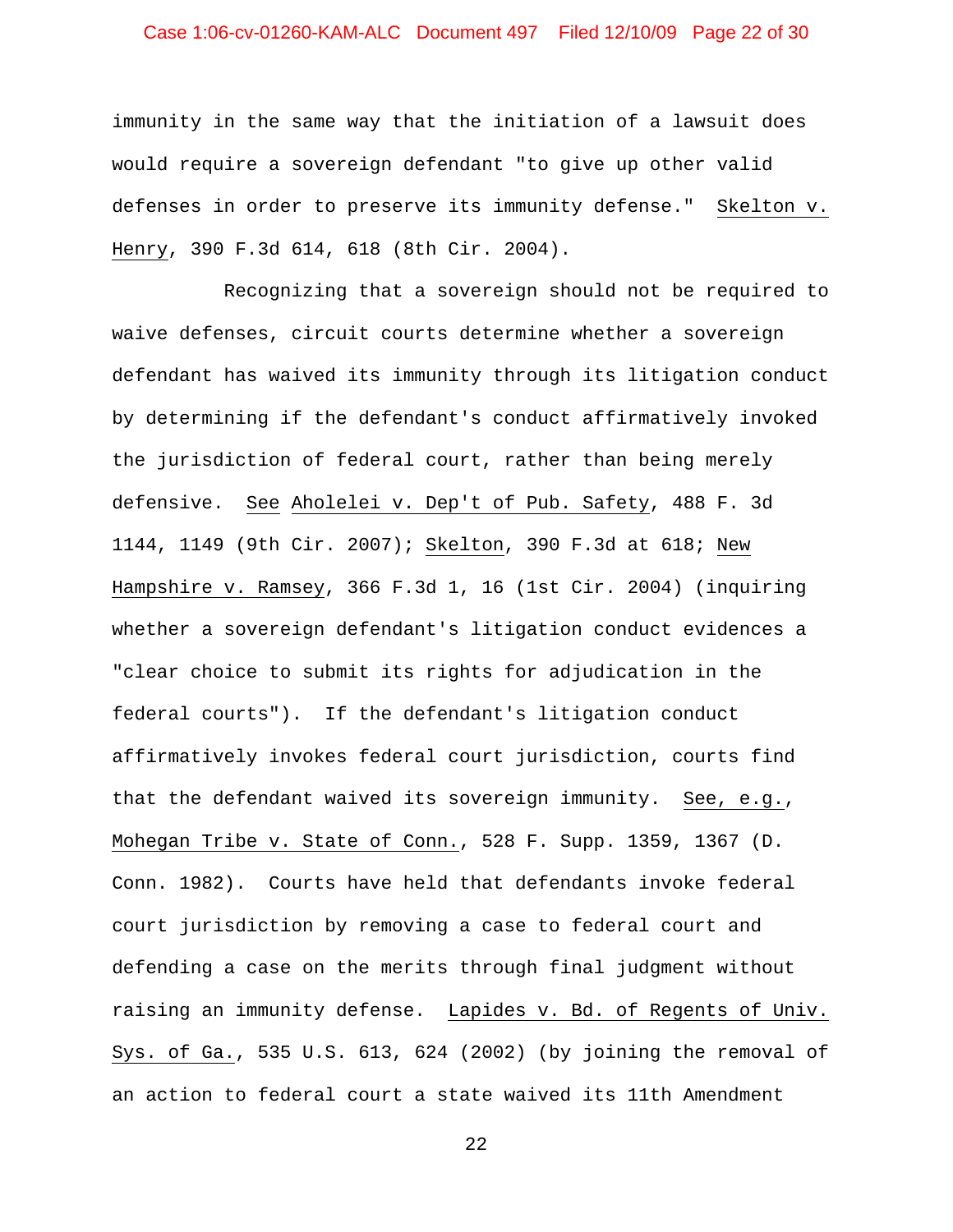immunity in the same way that the initiation of a lawsuit does would require a sovereign defendant "to give up other valid defenses in order to preserve its immunity defense." Skelton v. Henry, 390 F.3d 614, 618 (8th Cir. 2004).

Recognizing that a sovereign should not be required to waive defenses, circuit courts determine whether a sovereign defendant has waived its immunity through its litigation conduct by determining if the defendant's conduct affirmatively invoked the jurisdiction of federal court, rather than being merely defensive. See Aholelei v. Dep't of Pub. Safety, 488 F. 3d 1144, 1149 (9th Cir. 2007); Skelton, 390 F.3d at 618; New Hampshire v. Ramsey, 366 F.3d 1, 16 (1st Cir. 2004) (inquiring whether a sovereign defendant's litigation conduct evidences a "clear choice to submit its rights for adjudication in the federal courts"). If the defendant's litigation conduct affirmatively invokes federal court jurisdiction, courts find that the defendant waived its sovereign immunity. See, e.g., Mohegan Tribe v. State of Conn., 528 F. Supp. 1359, 1367 (D. Conn. 1982). Courts have held that defendants invoke federal court jurisdiction by removing a case to federal court and defending a case on the merits through final judgment without raising an immunity defense. Lapides v. Bd. of Regents of Univ. Sys. of Ga., 535 U.S. 613, 624 (2002) (by joining the removal of an action to federal court a state waived its 11th Amendment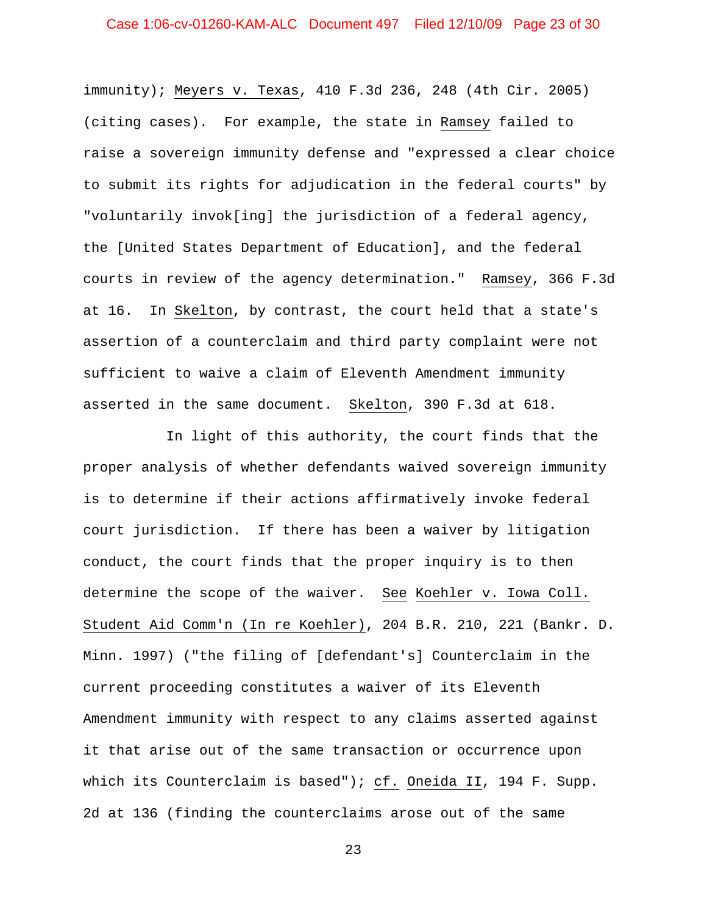immunity); Meyers v. Texas, 410 F.3d 236, 248 (4th Cir. 2005) (citing cases). For example, the state in Ramsey failed to raise a sovereign immunity defense and "expressed a clear choice to submit its rights for adjudication in the federal courts" by "voluntarily invok[ing] the jurisdiction of a federal agency, the [United States Department of Education], and the federal courts in review of the agency determination." Ramsey, 366 F.3d at 16. In Skelton, by contrast, the court held that a state's assertion of a counterclaim and third party complaint were not sufficient to waive a claim of Eleventh Amendment immunity asserted in the same document. Skelton, 390 F.3d at 618.

In light of this authority, the court finds that the proper analysis of whether defendants waived sovereign immunity is to determine if their actions affirmatively invoke federal court jurisdiction. If there has been a waiver by litigation conduct, the court finds that the proper inquiry is to then determine the scope of the waiver. See Koehler v. Iowa Coll. Student Aid Comm'n (In re Koehler), 204 B.R. 210, 221 (Bankr. D. Minn. 1997) ("the filing of [defendant's] Counterclaim in the current proceeding constitutes a waiver of its Eleventh Amendment immunity with respect to any claims asserted against it that arise out of the same transaction or occurrence upon which its Counterclaim is based"); cf. Oneida II, 194 F. Supp. 2d at 136 (finding the counterclaims arose out of the same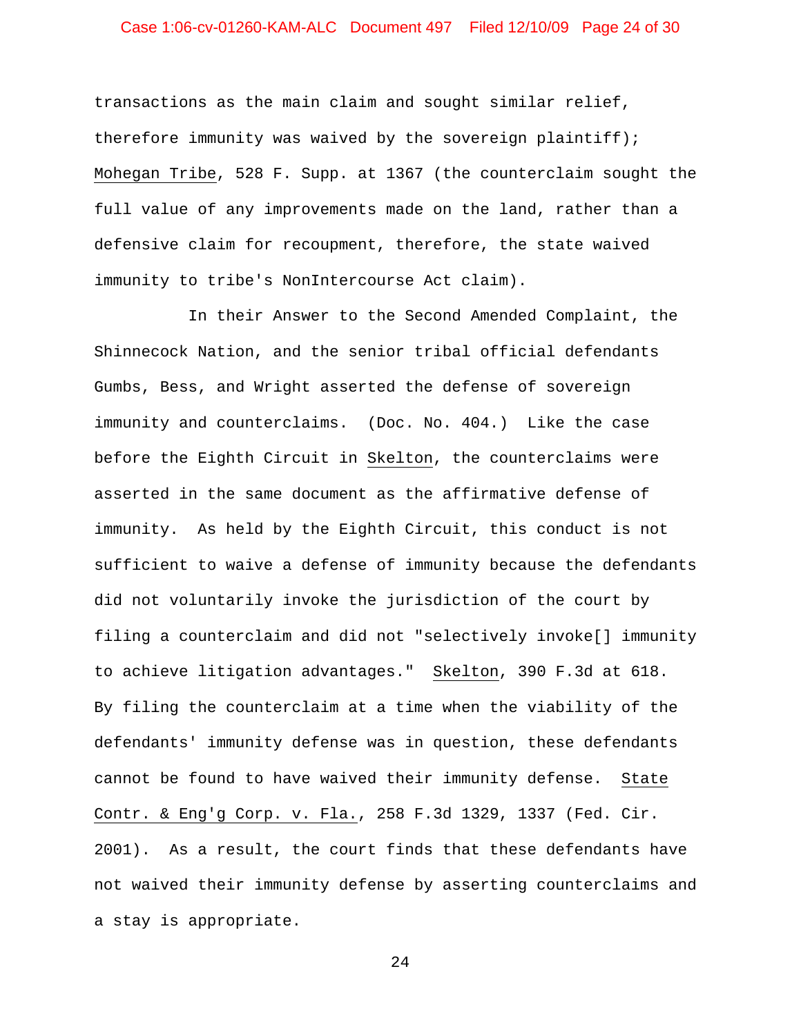transactions as the main claim and sought similar relief, therefore immunity was waived by the sovereign plaintiff); Mohegan Tribe, 528 F. Supp. at 1367 (the counterclaim sought the full value of any improvements made on the land, rather than a defensive claim for recoupment, therefore, the state waived immunity to tribe's NonIntercourse Act claim).

In their Answer to the Second Amended Complaint, the Shinnecock Nation, and the senior tribal official defendants Gumbs, Bess, and Wright asserted the defense of sovereign immunity and counterclaims. (Doc. No. 404.) Like the case before the Eighth Circuit in Skelton, the counterclaims were asserted in the same document as the affirmative defense of immunity. As held by the Eighth Circuit, this conduct is not sufficient to waive a defense of immunity because the defendants did not voluntarily invoke the jurisdiction of the court by filing a counterclaim and did not "selectively invoke[] immunity to achieve litigation advantages." Skelton, 390 F.3d at 618. By filing the counterclaim at a time when the viability of the defendants' immunity defense was in question, these defendants cannot be found to have waived their immunity defense. State Contr. & Eng'g Corp. v. Fla., 258 F.3d 1329, 1337 (Fed. Cir. 2001). As a result, the court finds that these defendants have not waived their immunity defense by asserting counterclaims and a stay is appropriate.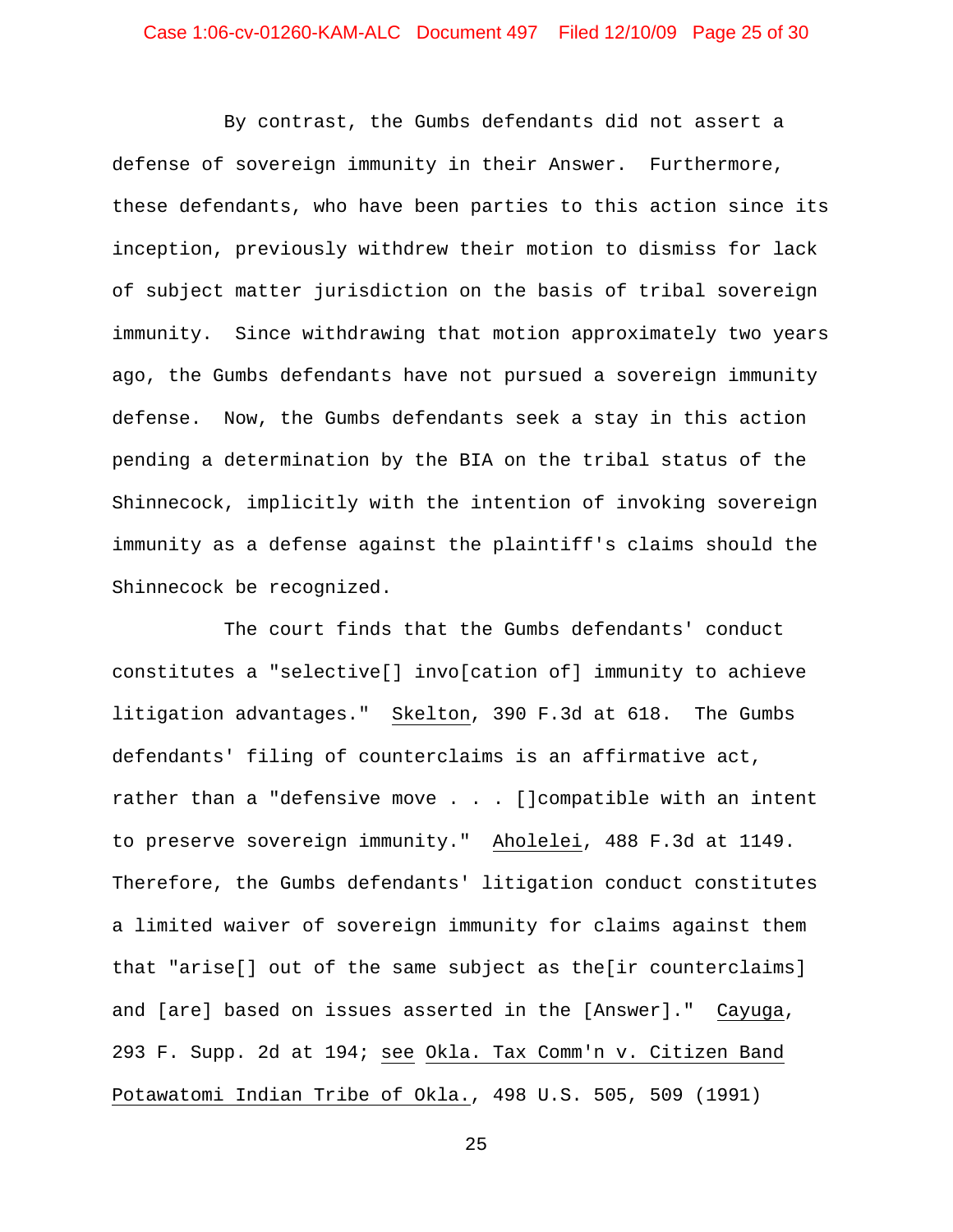By contrast, the Gumbs defendants did not assert a defense of sovereign immunity in their Answer. Furthermore, these defendants, who have been parties to this action since its inception, previously withdrew their motion to dismiss for lack of subject matter jurisdiction on the basis of tribal sovereign immunity. Since withdrawing that motion approximately two years ago, the Gumbs defendants have not pursued a sovereign immunity defense. Now, the Gumbs defendants seek a stay in this action pending a determination by the BIA on the tribal status of the Shinnecock, implicitly with the intention of invoking sovereign immunity as a defense against the plaintiff's claims should the Shinnecock be recognized.

The court finds that the Gumbs defendants' conduct constitutes a "selective[] invo[cation of] immunity to achieve litigation advantages." Skelton, 390 F.3d at 618. The Gumbs defendants' filing of counterclaims is an affirmative act, rather than a "defensive move . . . []compatible with an intent to preserve sovereign immunity." Aholelei, 488 F.3d at 1149. Therefore, the Gumbs defendants' litigation conduct constitutes a limited waiver of sovereign immunity for claims against them that "arise[] out of the same subject as the[ir counterclaims] and [are] based on issues asserted in the [Answer]." Cayuga, 293 F. Supp. 2d at 194; see Okla. Tax Comm'n v. Citizen Band Potawatomi Indian Tribe of Okla., 498 U.S. 505, 509 (1991)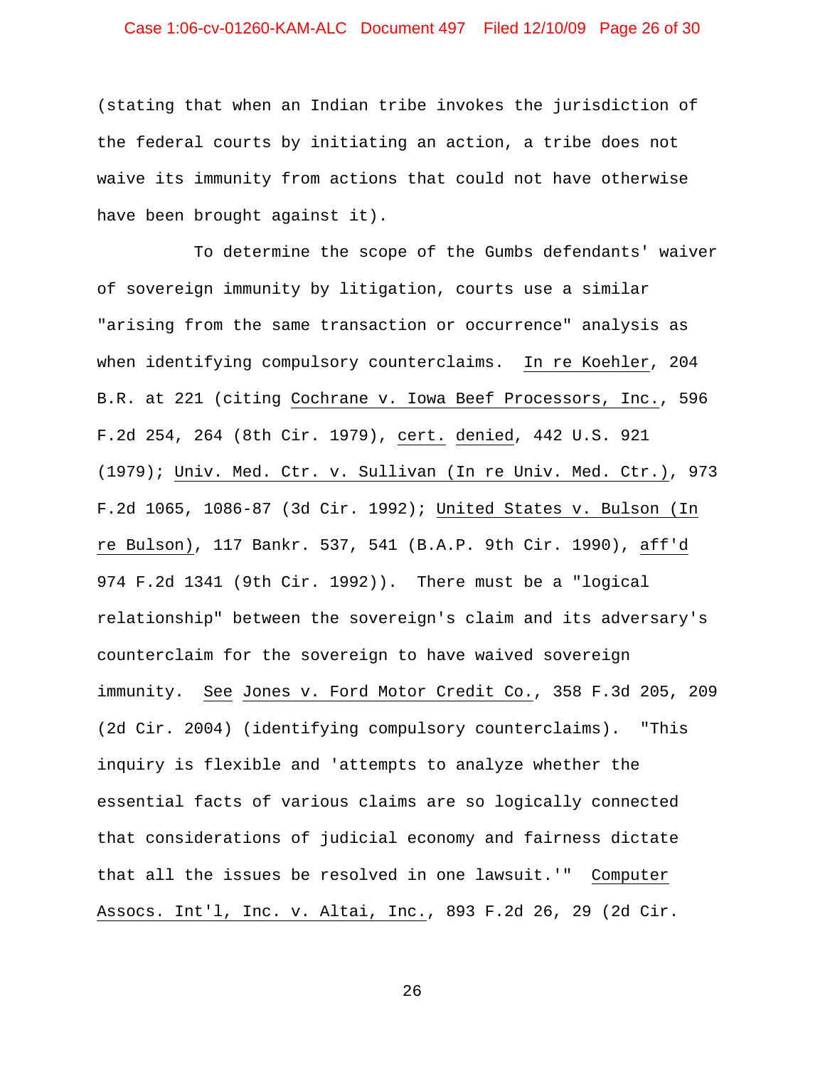(stating that when an Indian tribe invokes the jurisdiction of the federal courts by initiating an action, a tribe does not waive its immunity from actions that could not have otherwise have been brought against it).

To determine the scope of the Gumbs defendants' waiver of sovereign immunity by litigation, courts use a similar "arising from the same transaction or occurrence" analysis as when identifying compulsory counterclaims. _In re Koehler_, 204 B.R. at 221 (citing _Cochrane v. Iowa Beef Processors, Inc._, 596 F.2d 254, 264 (8th Cir. 1979), _cert._ _denied_, 442 U.S. 921 (1979); _Univ. Med. Ctr. v. Sullivan (In re Univ. Med. Ctr.)_, 973 F.2d 1065, 1086-87 (3d Cir. 1992); _United States v. Bulson (In re Bulson)_, 117 Bankr. 537, 541 (B.A.P. 9th Cir. 1990), _aff'd_ 974 F.2d 1341 (9th Cir. 1992)). There must be a "logical relationship" between the sovereign's claim and its adversary's counterclaim for the sovereign to have waived sovereign immunity. _See_ _Jones v. Ford Motor Credit Co._, 358 F.3d 205, 209 (2d Cir. 2004) (identifying compulsory counterclaims). "This inquiry is flexible and 'attempts to analyze whether the essential facts of various claims are so logically connected that considerations of judicial economy and fairness dictate that all the issues be resolved in one lawsuit.'" _Computer Assocs. Int'l, Inc. v. Altai, Inc._, 893 F.2d 26, 29 (2d Cir.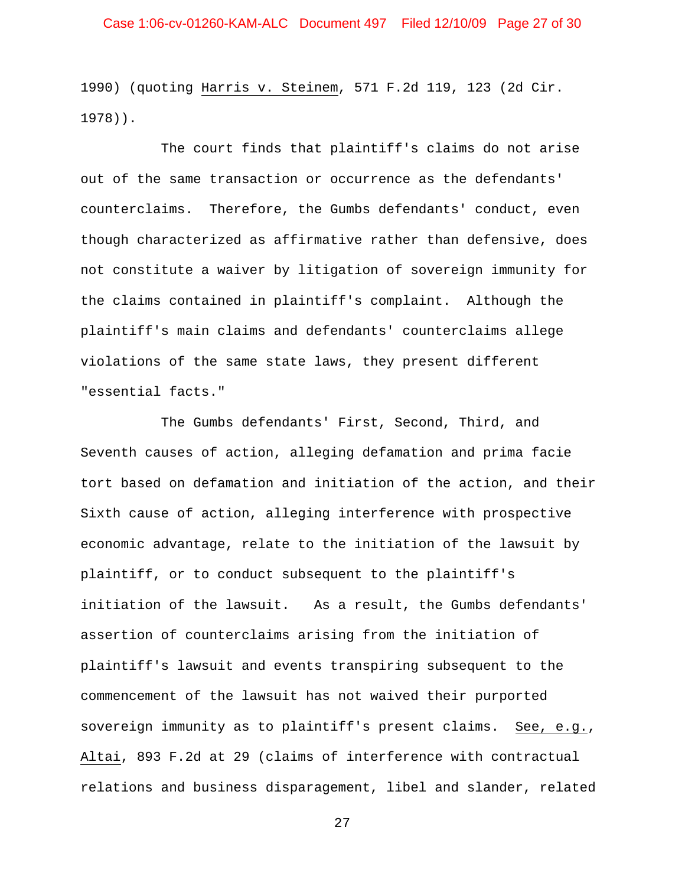1990) (quoting Harris v. Steinem, 571 F.2d 119, 123 (2d Cir. 1978)).

The court finds that plaintiff's claims do not arise out of the same transaction or occurrence as the defendants' counterclaims. Therefore, the Gumbs defendants' conduct, even though characterized as affirmative rather than defensive, does not constitute a waiver by litigation of sovereign immunity for the claims contained in plaintiff's complaint. Although the plaintiff's main claims and defendants' counterclaims allege violations of the same state laws, they present different "essential facts."

The Gumbs defendants' First, Second, Third, and Seventh causes of action, alleging defamation and prima facie tort based on defamation and initiation of the action, and their Sixth cause of action, alleging interference with prospective economic advantage, relate to the initiation of the lawsuit by plaintiff, or to conduct subsequent to the plaintiff's initiation of the lawsuit. As a result, the Gumbs defendants' assertion of counterclaims arising from the initiation of plaintiff's lawsuit and events transpiring subsequent to the commencement of the lawsuit has not waived their purported sovereign immunity as to plaintiff's present claims. See, e.g., Altai, 893 F.2d at 29 (claims of interference with contractual relations and business disparagement, libel and slander, related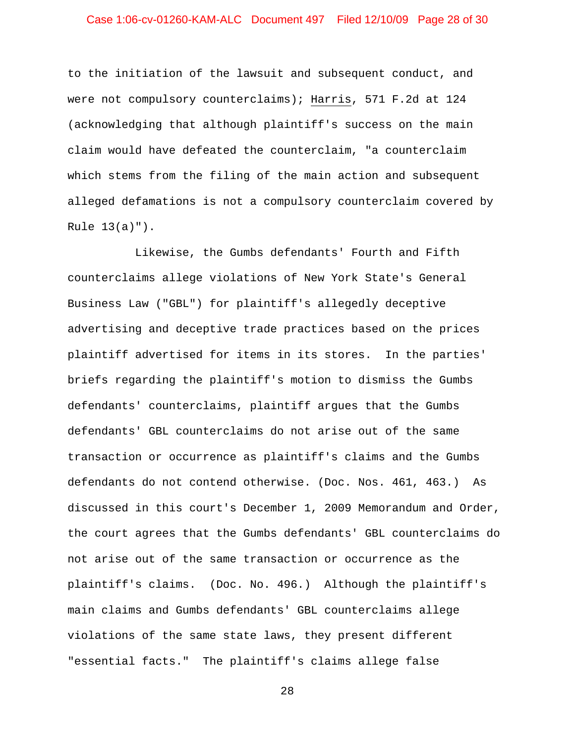to the initiation of the lawsuit and subsequent conduct, and were not compulsory counterclaims); Harris, 571 F.2d at 124 (acknowledging that although plaintiff's success on the main claim would have defeated the counterclaim, "a counterclaim which stems from the filing of the main action and subsequent alleged defamations is not a compulsory counterclaim covered by Rule 13(a)").

Likewise, the Gumbs defendants' Fourth and Fifth counterclaims allege violations of New York State's General Business Law ("GBL") for plaintiff's allegedly deceptive advertising and deceptive trade practices based on the prices plaintiff advertised for items in its stores. In the parties' briefs regarding the plaintiff's motion to dismiss the Gumbs defendants' counterclaims, plaintiff argues that the Gumbs defendants' GBL counterclaims do not arise out of the same transaction or occurrence as plaintiff's claims and the Gumbs defendants do not contend otherwise. (Doc. Nos. 461, 463.) As discussed in this court's December 1, 2009 Memorandum and Order, the court agrees that the Gumbs defendants' GBL counterclaims do not arise out of the same transaction or occurrence as the plaintiff's claims. (Doc. No. 496.) Although the plaintiff's main claims and Gumbs defendants' GBL counterclaims allege violations of the same state laws, they present different "essential facts." The plaintiff's claims allege false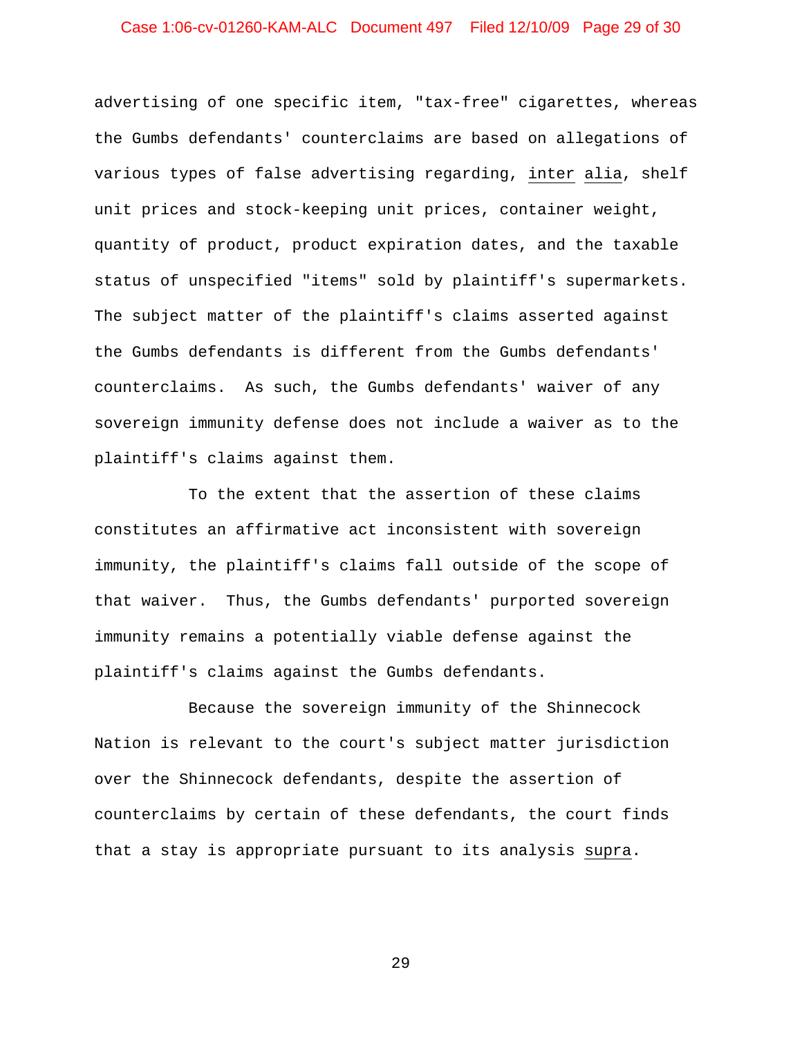advertising of one specific item, "tax-free" cigarettes, whereas the Gumbs defendants' counterclaims are based on allegations of various types of false advertising regarding, *inter alia*, shelf unit prices and stock-keeping unit prices, container weight, quantity of product, product expiration dates, and the taxable status of unspecified "items" sold by plaintiff's supermarkets. The subject matter of the plaintiff's claims asserted against the Gumbs defendants is different from the Gumbs defendants' counterclaims. As such, the Gumbs defendants' waiver of any sovereign immunity defense does not include a waiver as to the plaintiff's claims against them.

To the extent that the assertion of these claims constitutes an affirmative act inconsistent with sovereign immunity, the plaintiff's claims fall outside of the scope of that waiver. Thus, the Gumbs defendants' purported sovereign immunity remains a potentially viable defense against the plaintiff's claims against the Gumbs defendants.

Because the sovereign immunity of the Shinnecock Nation is relevant to the court's subject matter jurisdiction over the Shinnecock defendants, despite the assertion of counterclaims by certain of these defendants, the court finds that a stay is appropriate pursuant to its analysis *supra*.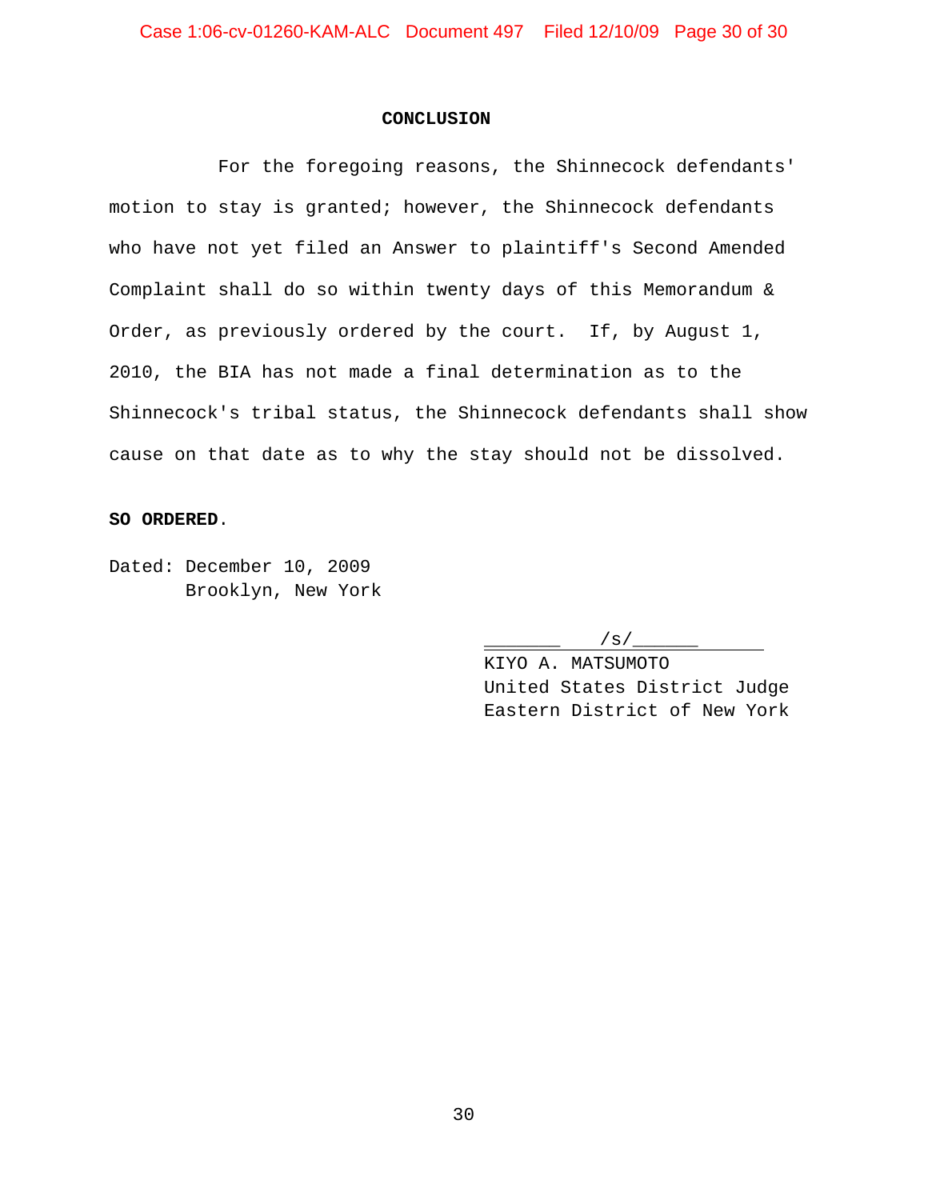## CONCLUSION

For the foregoing reasons, the Shinnecock defendants' motion to stay is granted; however, the Shinnecock defendants who have not yet filed an Answer to plaintiff's Second Amended Complaint shall do so within twenty days of this Memorandum & Order, as previously ordered by the court. If, by August 1, 2010, the BIA has not made a final determination as to the Shinnecock's tribal status, the Shinnecock defendants shall show cause on that date as to why the stay should not be dissolved.

**SO ORDERED.**

Dated: December 10, 2009
Brooklyn, New York

/s/
KIYO A. MATSUMOTO
United States District Judge
Eastern District of New York